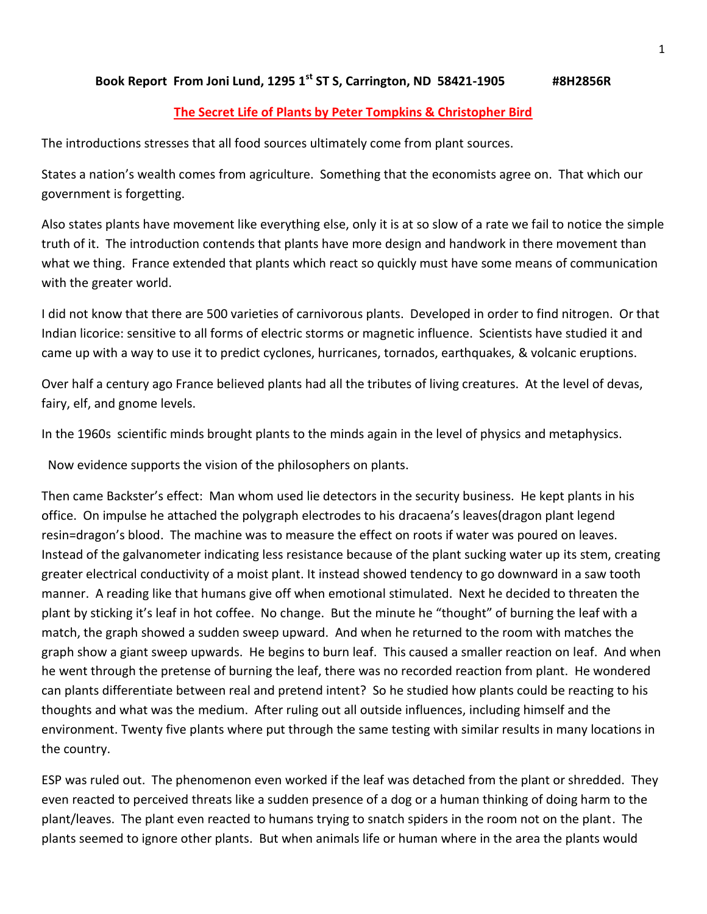**Book Report From Joni Lund, 1295 1st ST S, Carrington, ND 58421-1905 #8H2856R**

**The Secret Life of Plants by Peter Tompkins & Christopher Bird**

The introductions stresses that all food sources ultimately come from plant sources.

States a nation's wealth comes from agriculture. Something that the economists agree on. That which our government is forgetting.

Also states plants have movement like everything else, only it is at so slow of a rate we fail to notice the simple truth of it. The introduction contends that plants have more design and handwork in there movement than what we thing. France extended that plants which react so quickly must have some means of communication with the greater world.

I did not know that there are 500 varieties of carnivorous plants. Developed in order to find nitrogen. Or that Indian licorice: sensitive to all forms of electric storms or magnetic influence. Scientists have studied it and came up with a way to use it to predict cyclones, hurricanes, tornados, earthquakes, & volcanic eruptions.

Over half a century ago France believed plants had all the tributes of living creatures. At the level of devas, fairy, elf, and gnome levels.

In the 1960s scientific minds brought plants to the minds again in the level of physics and metaphysics.

Now evidence supports the vision of the philosophers on plants.

Then came Backster's effect: Man whom used lie detectors in the security business. He kept plants in his office. On impulse he attached the polygraph electrodes to his dracaena's leaves(dragon plant legend resin=dragon's blood. The machine was to measure the effect on roots if water was poured on leaves. Instead of the galvanometer indicating less resistance because of the plant sucking water up its stem, creating greater electrical conductivity of a moist plant. It instead showed tendency to go downward in a saw tooth manner. A reading like that humans give off when emotional stimulated. Next he decided to threaten the plant by sticking it's leaf in hot coffee. No change. But the minute he "thought" of burning the leaf with a match, the graph showed a sudden sweep upward. And when he returned to the room with matches the graph show a giant sweep upwards. He begins to burn leaf. This caused a smaller reaction on leaf. And when he went through the pretense of burning the leaf, there was no recorded reaction from plant. He wondered can plants differentiate between real and pretend intent? So he studied how plants could be reacting to his thoughts and what was the medium. After ruling out all outside influences, including himself and the environment. Twenty five plants where put through the same testing with similar results in many locations in the country.

ESP was ruled out. The phenomenon even worked if the leaf was detached from the plant or shredded. They even reacted to perceived threats like a sudden presence of a dog or a human thinking of doing harm to the plant/leaves. The plant even reacted to humans trying to snatch spiders in the room not on the plant. The plants seemed to ignore other plants. But when animals life or human where in the area the plants would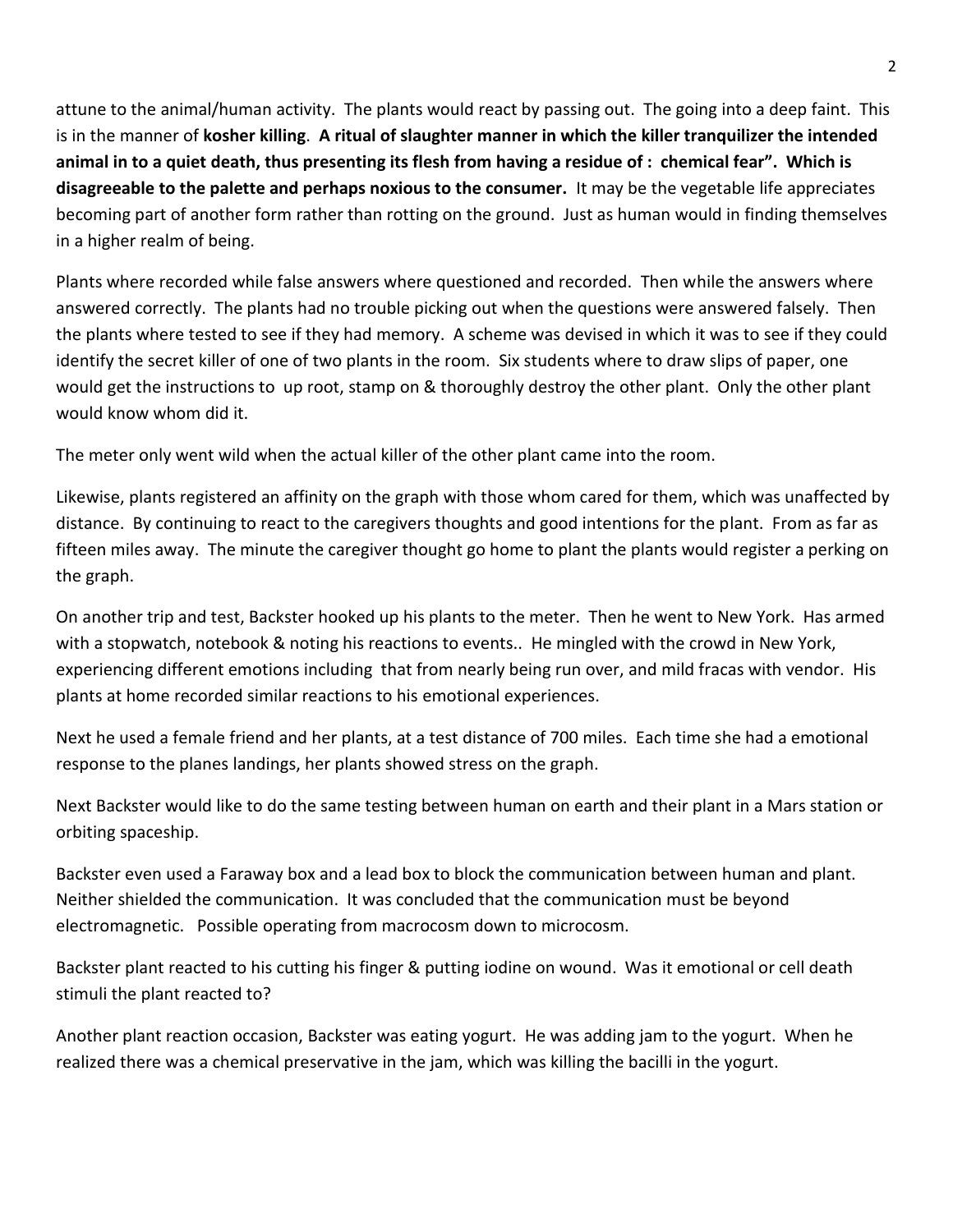attune to the animal/human activity. The plants would react by passing out. The going into a deep faint. This is in the manner of **kosher killing**. **A ritual of slaughter manner in which the killer tranquilizer the intended animal in to a quiet death, thus presenting its flesh from having a residue of : chemical fear". Which is disagreeable to the palette and perhaps noxious to the consumer.** It may be the vegetable life appreciates becoming part of another form rather than rotting on the ground. Just as human would in finding themselves in a higher realm of being.

Plants where recorded while false answers where questioned and recorded. Then while the answers where answered correctly. The plants had no trouble picking out when the questions were answered falsely. Then the plants where tested to see if they had memory. A scheme was devised in which it was to see if they could identify the secret killer of one of two plants in the room. Six students where to draw slips of paper, one would get the instructions to up root, stamp on & thoroughly destroy the other plant. Only the other plant would know whom did it.

The meter only went wild when the actual killer of the other plant came into the room.

Likewise, plants registered an affinity on the graph with those whom cared for them, which was unaffected by distance. By continuing to react to the caregivers thoughts and good intentions for the plant. From as far as fifteen miles away. The minute the caregiver thought go home to plant the plants would register a perking on the graph.

On another trip and test, Backster hooked up his plants to the meter. Then he went to New York. Has armed with a stopwatch, notebook & noting his reactions to events.. He mingled with the crowd in New York, experiencing different emotions including that from nearly being run over, and mild fracas with vendor. His plants at home recorded similar reactions to his emotional experiences.

Next he used a female friend and her plants, at a test distance of 700 miles. Each time she had a emotional response to the planes landings, her plants showed stress on the graph.

Next Backster would like to do the same testing between human on earth and their plant in a Mars station or orbiting spaceship.

Backster even used a Faraway box and a lead box to block the communication between human and plant. Neither shielded the communication. It was concluded that the communication must be beyond electromagnetic. Possible operating from macrocosm down to microcosm.

Backster plant reacted to his cutting his finger & putting iodine on wound. Was it emotional or cell death stimuli the plant reacted to?

Another plant reaction occasion, Backster was eating yogurt. He was adding jam to the yogurt. When he realized there was a chemical preservative in the jam, which was killing the bacilli in the yogurt.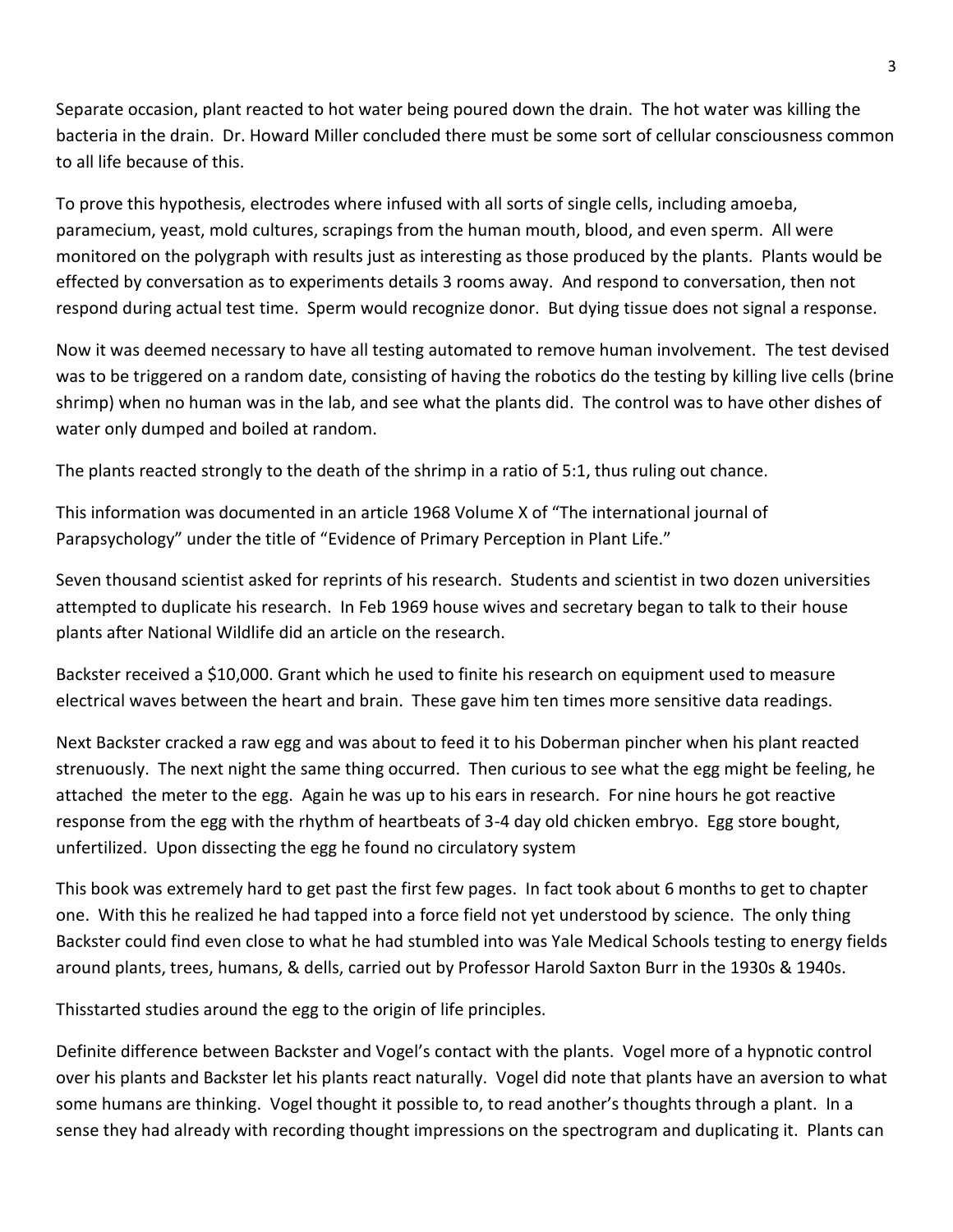Separate occasion, plant reacted to hot water being poured down the drain. The hot water was killing the bacteria in the drain. Dr. Howard Miller concluded there must be some sort of cellular consciousness common to all life because of this.

To prove this hypothesis, electrodes where infused with all sorts of single cells, including amoeba, paramecium, yeast, mold cultures, scrapings from the human mouth, blood, and even sperm. All were monitored on the polygraph with results just as interesting as those produced by the plants. Plants would be effected by conversation as to experiments details 3 rooms away. And respond to conversation, then not respond during actual test time. Sperm would recognize donor. But dying tissue does not signal a response.

Now it was deemed necessary to have all testing automated to remove human involvement. The test devised was to be triggered on a random date, consisting of having the robotics do the testing by killing live cells (brine shrimp) when no human was in the lab, and see what the plants did. The control was to have other dishes of water only dumped and boiled at random.

The plants reacted strongly to the death of the shrimp in a ratio of 5:1, thus ruling out chance.

This information was documented in an article 1968 Volume X of "The international journal of Parapsychology" under the title of "Evidence of Primary Perception in Plant Life."

Seven thousand scientist asked for reprints of his research. Students and scientist in two dozen universities attempted to duplicate his research. In Feb 1969 house wives and secretary began to talk to their house plants after National Wildlife did an article on the research.

Backster received a $10,000. Grant which he used to finite his research on equipment used to measure electrical waves between the heart and brain. These gave him ten times more sensitive data readings.

Next Backster cracked a raw egg and was about to feed it to his Doberman pincher when his plant reacted strenuously. The next night the same thing occurred. Then curious to see what the egg might be feeling, he attached the meter to the egg. Again he was up to his ears in research. For nine hours he got reactive response from the egg with the rhythm of heartbeats of 3-4 day old chicken embryo. Egg store bought, unfertilized. Upon dissecting the egg he found no circulatory system

This book was extremely hard to get past the first few pages. In fact took about 6 months to get to chapter one. With this he realized he had tapped into a force field not yet understood by science. The only thing Backster could find even close to what he had stumbled into was Yale Medical Schools testing to energy fields around plants, trees, humans, & dells, carried out by Professor Harold Saxton Burr in the 1930s & 1940s.

Thisstarted studies around the egg to the origin of life principles.

Definite difference between Backster and Vogel's contact with the plants. Vogel more of a hypnotic control over his plants and Backster let his plants react naturally. Vogel did note that plants have an aversion to what some humans are thinking. Vogel thought it possible to, to read another's thoughts through a plant. In a sense they had already with recording thought impressions on the spectrogram and duplicating it. Plants can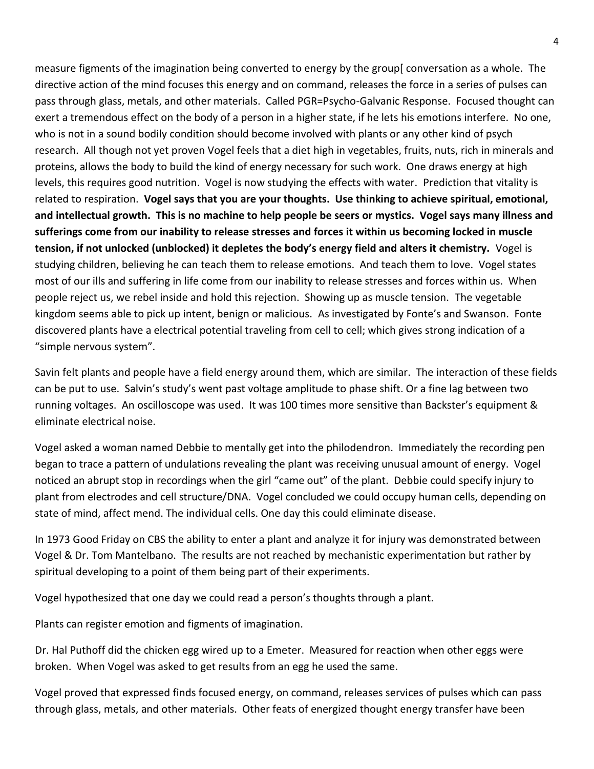measure figments of the imagination being converted to energy by the group[ conversation as a whole. The directive action of the mind focuses this energy and on command, releases the force in a series of pulses can pass through glass, metals, and other materials. Called PGR=Psycho-Galvanic Response. Focused thought can exert a tremendous effect on the body of a person in a higher state, if he lets his emotions interfere. No one, who is not in a sound bodily condition should become involved with plants or any other kind of psych research. All though not yet proven Vogel feels that a diet high in vegetables, fruits, nuts, rich in minerals and proteins, allows the body to build the kind of energy necessary for such work. One draws energy at high levels, this requires good nutrition. Vogel is now studying the effects with water. Prediction that vitality is related to respiration. **Vogel says that you are your thoughts. Use thinking to achieve spiritual, emotional, and intellectual growth. This is no machine to help people be seers or mystics. Vogel says many illness and sufferings come from our inability to release stresses and forces it within us becoming locked in muscle tension, if not unlocked (unblocked) it depletes the body's energy field and alters it chemistry.** Vogel is studying children, believing he can teach them to release emotions. And teach them to love. Vogel states most of our ills and suffering in life come from our inability to release stresses and forces within us. When people reject us, we rebel inside and hold this rejection. Showing up as muscle tension. The vegetable kingdom seems able to pick up intent, benign or malicious. As investigated by Fonte's and Swanson. Fonte discovered plants have a electrical potential traveling from cell to cell; which gives strong indication of a "simple nervous system".

Savin felt plants and people have a field energy around them, which are similar. The interaction of these fields can be put to use. Salvin's study's went past voltage amplitude to phase shift. Or a fine lag between two running voltages. An oscilloscope was used. It was 100 times more sensitive than Backster's equipment & eliminate electrical noise.

Vogel asked a woman named Debbie to mentally get into the philodendron. Immediately the recording pen began to trace a pattern of undulations revealing the plant was receiving unusual amount of energy. Vogel noticed an abrupt stop in recordings when the girl "came out" of the plant. Debbie could specify injury to plant from electrodes and cell structure/DNA. Vogel concluded we could occupy human cells, depending on state of mind, affect mend. The individual cells. One day this could eliminate disease.

In 1973 Good Friday on CBS the ability to enter a plant and analyze it for injury was demonstrated between Vogel & Dr. Tom Mantelbano. The results are not reached by mechanistic experimentation but rather by spiritual developing to a point of them being part of their experiments.

Vogel hypothesized that one day we could read a person's thoughts through a plant.

Plants can register emotion and figments of imagination.

Dr. Hal Puthoff did the chicken egg wired up to a Emeter. Measured for reaction when other eggs were broken. When Vogel was asked to get results from an egg he used the same.

Vogel proved that expressed finds focused energy, on command, releases services of pulses which can pass through glass, metals, and other materials. Other feats of energized thought energy transfer have been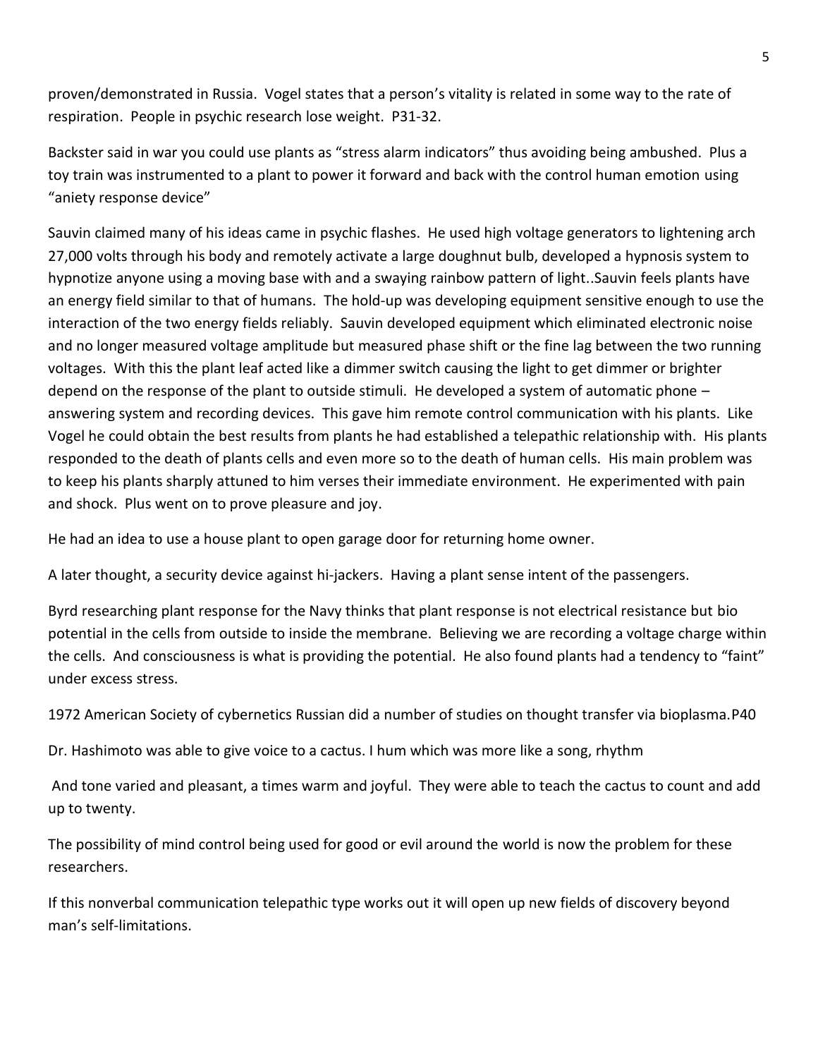proven/demonstrated in Russia. Vogel states that a person's vitality is related in some way to the rate of respiration. People in psychic research lose weight. P31-32.

Backster said in war you could use plants as "stress alarm indicators" thus avoiding being ambushed. Plus a toy train was instrumented to a plant to power it forward and back with the control human emotion using "aniety response device"

Sauvin claimed many of his ideas came in psychic flashes. He used high voltage generators to lightening arch 27,000 volts through his body and remotely activate a large doughnut bulb, developed a hypnosis system to hypnotize anyone using a moving base with and a swaying rainbow pattern of light..Sauvin feels plants have an energy field similar to that of humans. The hold-up was developing equipment sensitive enough to use the interaction of the two energy fields reliably. Sauvin developed equipment which eliminated electronic noise and no longer measured voltage amplitude but measured phase shift or the fine lag between the two running voltages. With this the plant leaf acted like a dimmer switch causing the light to get dimmer or brighter depend on the response of the plant to outside stimuli. He developed a system of automatic phone – answering system and recording devices. This gave him remote control communication with his plants. Like Vogel he could obtain the best results from plants he had established a telepathic relationship with. His plants responded to the death of plants cells and even more so to the death of human cells. His main problem was to keep his plants sharply attuned to him verses their immediate environment. He experimented with pain and shock. Plus went on to prove pleasure and joy.

He had an idea to use a house plant to open garage door for returning home owner.

A later thought, a security device against hi-jackers. Having a plant sense intent of the passengers.

Byrd researching plant response for the Navy thinks that plant response is not electrical resistance but bio potential in the cells from outside to inside the membrane. Believing we are recording a voltage charge within the cells. And consciousness is what is providing the potential. He also found plants had a tendency to "faint" under excess stress.

1972 American Society of cybernetics Russian did a number of studies on thought transfer via bioplasma.P40

Dr. Hashimoto was able to give voice to a cactus. I hum which was more like a song, rhythm

And tone varied and pleasant, a times warm and joyful. They were able to teach the cactus to count and add up to twenty.

The possibility of mind control being used for good or evil around the world is now the problem for these researchers.

If this nonverbal communication telepathic type works out it will open up new fields of discovery beyond man's self-limitations.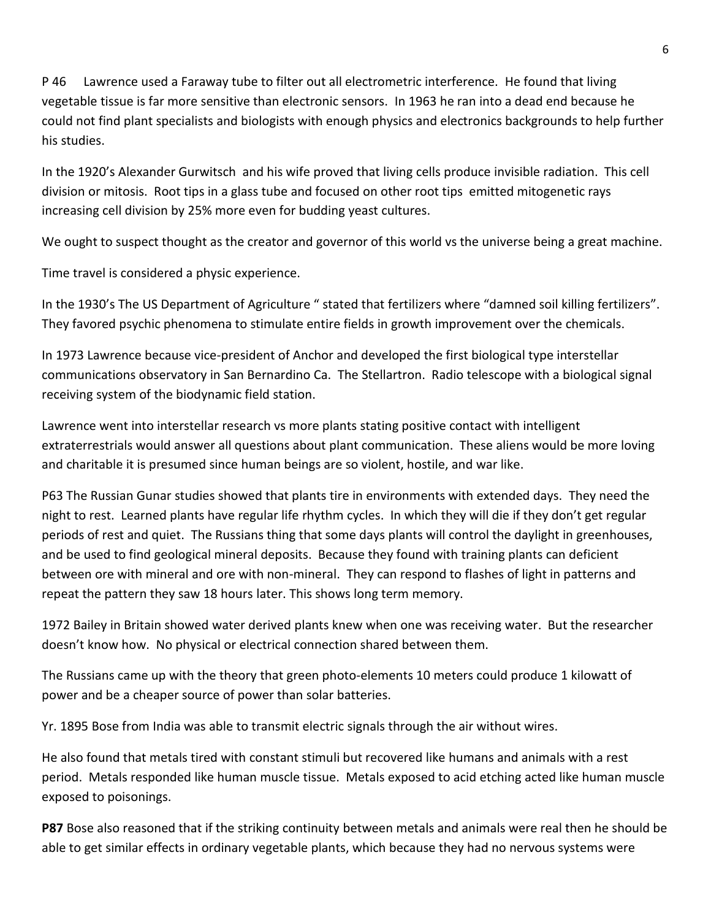P 46 Lawrence used a Faraway tube to filter out all electrometric interference. He found that living vegetable tissue is far more sensitive than electronic sensors. In 1963 he ran into a dead end because he could not find plant specialists and biologists with enough physics and electronics backgrounds to help further his studies.

In the 1920's Alexander Gurwitsch and his wife proved that living cells produce invisible radiation. This cell division or mitosis. Root tips in a glass tube and focused on other root tips emitted mitogenetic rays increasing cell division by 25% more even for budding yeast cultures.

We ought to suspect thought as the creator and governor of this world vs the universe being a great machine.

Time travel is considered a physic experience.

In the 1930's The US Department of Agriculture " stated that fertilizers where "damned soil killing fertilizers". They favored psychic phenomena to stimulate entire fields in growth improvement over the chemicals.

In 1973 Lawrence because vice-president of Anchor and developed the first biological type interstellar communications observatory in San Bernardino Ca. The Stellartron. Radio telescope with a biological signal receiving system of the biodynamic field station.

Lawrence went into interstellar research vs more plants stating positive contact with intelligent extraterrestrials would answer all questions about plant communication. These aliens would be more loving and charitable it is presumed since human beings are so violent, hostile, and war like.

P63 The Russian Gunar studies showed that plants tire in environments with extended days. They need the night to rest. Learned plants have regular life rhythm cycles. In which they will die if they don't get regular periods of rest and quiet. The Russians thing that some days plants will control the daylight in greenhouses, and be used to find geological mineral deposits. Because they found with training plants can deficient between ore with mineral and ore with non-mineral. They can respond to flashes of light in patterns and repeat the pattern they saw 18 hours later. This shows long term memory.

1972 Bailey in Britain showed water derived plants knew when one was receiving water. But the researcher doesn't know how. No physical or electrical connection shared between them.

The Russians came up with the theory that green photo-elements 10 meters could produce 1 kilowatt of power and be a cheaper source of power than solar batteries.

Yr. 1895 Bose from India was able to transmit electric signals through the air without wires.

He also found that metals tired with constant stimuli but recovered like humans and animals with a rest period. Metals responded like human muscle tissue. Metals exposed to acid etching acted like human muscle exposed to poisonings.

**P87** Bose also reasoned that if the striking continuity between metals and animals were real then he should be able to get similar effects in ordinary vegetable plants, which because they had no nervous systems were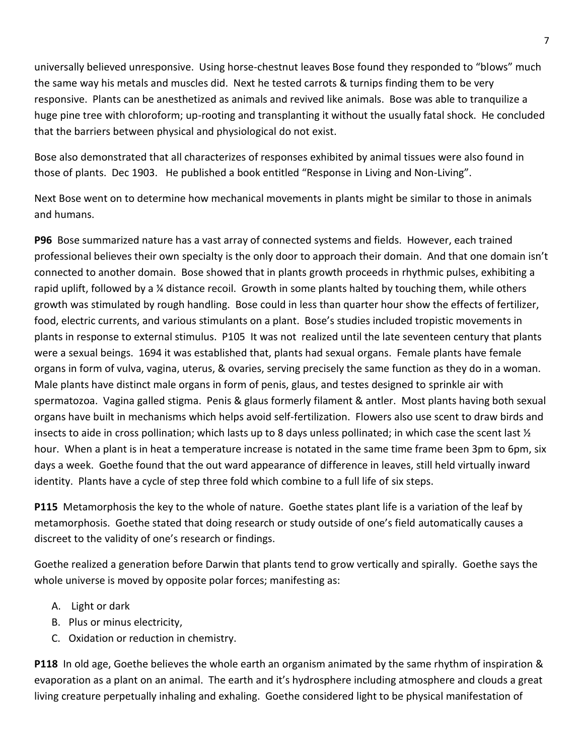universally believed unresponsive. Using horse-chestnut leaves Bose found they responded to "blows" much the same way his metals and muscles did. Next he tested carrots & turnips finding them to be very responsive. Plants can be anesthetized as animals and revived like animals. Bose was able to tranquilize a huge pine tree with chloroform; up-rooting and transplanting it without the usually fatal shock. He concluded that the barriers between physical and physiological do not exist.

Bose also demonstrated that all characterizes of responses exhibited by animal tissues were also found in those of plants. Dec 1903. He published a book entitled "Response in Living and Non-Living".

Next Bose went on to determine how mechanical movements in plants might be similar to those in animals and humans.

**P96** Bose summarized nature has a vast array of connected systems and fields. However, each trained professional believes their own specialty is the only door to approach their domain. And that one domain isn't connected to another domain. Bose showed that in plants growth proceeds in rhythmic pulses, exhibiting a rapid uplift, followed by a ¼ distance recoil. Growth in some plants halted by touching them, while others growth was stimulated by rough handling. Bose could in less than quarter hour show the effects of fertilizer, food, electric currents, and various stimulants on a plant. Bose's studies included tropistic movements in plants in response to external stimulus. P105 It was not realized until the late seventeen century that plants were a sexual beings. 1694 it was established that, plants had sexual organs. Female plants have female organs in form of vulva, vagina, uterus, & ovaries, serving precisely the same function as they do in a woman. Male plants have distinct male organs in form of penis, glaus, and testes designed to sprinkle air with spermatozoa. Vagina galled stigma. Penis & glaus formerly filament & antler. Most plants having both sexual organs have built in mechanisms which helps avoid self-fertilization. Flowers also use scent to draw birds and insects to aide in cross pollination; which lasts up to 8 days unless pollinated; in which case the scent last ½ hour. When a plant is in heat a temperature increase is notated in the same time frame been 3pm to 6pm, six days a week. Goethe found that the out ward appearance of difference in leaves, still held virtually inward identity. Plants have a cycle of step three fold which combine to a full life of six steps.

**P115** Metamorphosis the key to the whole of nature. Goethe states plant life is a variation of the leaf by metamorphosis. Goethe stated that doing research or study outside of one's field automatically causes a discreet to the validity of one's research or findings.

Goethe realized a generation before Darwin that plants tend to grow vertically and spirally. Goethe says the whole universe is moved by opposite polar forces; manifesting as:

A. Light or dark
B. Plus or minus electricity,
C. Oxidation or reduction in chemistry.

**P118** In old age, Goethe believes the whole earth an organism animated by the same rhythm of inspiration & evaporation as a plant on an animal. The earth and it's hydrosphere including atmosphere and clouds a great living creature perpetually inhaling and exhaling. Goethe considered light to be physical manifestation of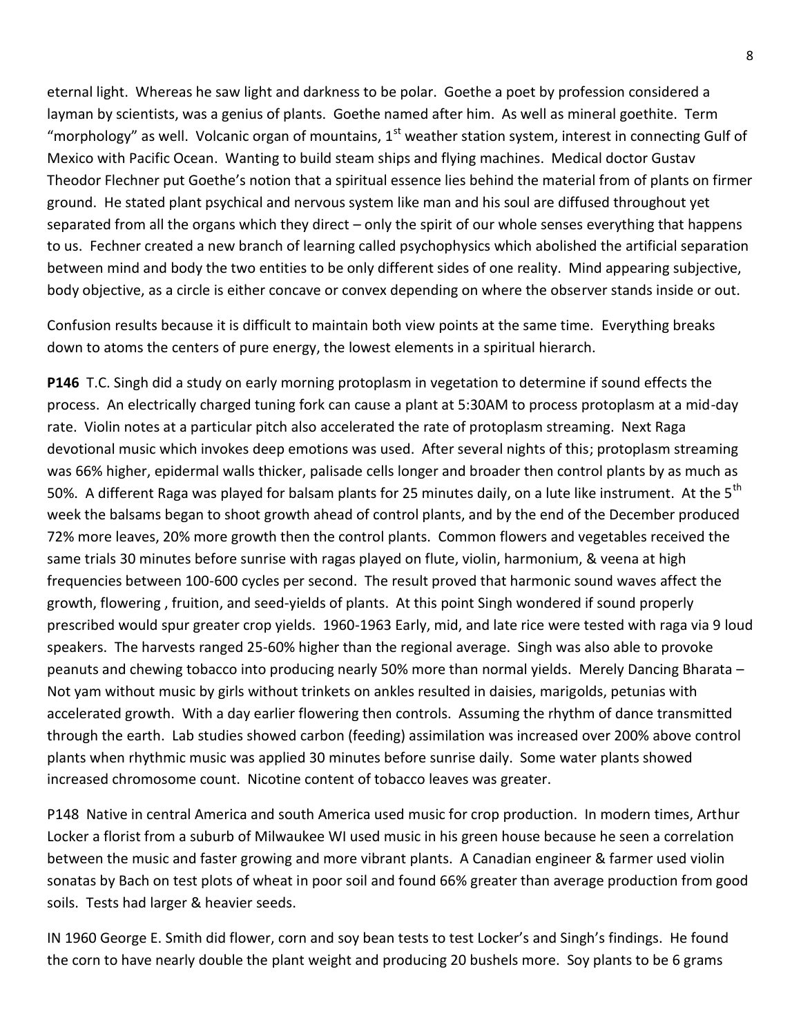eternal light. Whereas he saw light and darkness to be polar. Goethe a poet by profession considered a layman by scientists, was a genius of plants. Goethe named after him. As well as mineral goethite. Term "morphology" as well. Volcanic organ of mountains, 1st weather station system, interest in connecting Gulf of Mexico with Pacific Ocean. Wanting to build steam ships and flying machines. Medical doctor Gustav Theodor Flechner put Goethe's notion that a spiritual essence lies behind the material from of plants on firmer ground. He stated plant psychical and nervous system like man and his soul are diffused throughout yet separated from all the organs which they direct – only the spirit of our whole senses everything that happens to us. Fechner created a new branch of learning called psychophysics which abolished the artificial separation between mind and body the two entities to be only different sides of one reality. Mind appearing subjective, body objective, as a circle is either concave or convex depending on where the observer stands inside or out.

Confusion results because it is difficult to maintain both view points at the same time. Everything breaks down to atoms the centers of pure energy, the lowest elements in a spiritual hierarch.

**P146** T.C. Singh did a study on early morning protoplasm in vegetation to determine if sound effects the process. An electrically charged tuning fork can cause a plant at 5:30AM to process protoplasm at a mid-day rate. Violin notes at a particular pitch also accelerated the rate of protoplasm streaming. Next Raga devotional music which invokes deep emotions was used. After several nights of this; protoplasm streaming was 66% higher, epidermal walls thicker, palisade cells longer and broader then control plants by as much as 50%. A different Raga was played for balsam plants for 25 minutes daily, on a lute like instrument. At the 5th week the balsams began to shoot growth ahead of control plants, and by the end of the December produced 72% more leaves, 20% more growth then the control plants. Common flowers and vegetables received the same trials 30 minutes before sunrise with ragas played on flute, violin, harmonium, & veena at high frequencies between 100-600 cycles per second. The result proved that harmonic sound waves affect the growth, flowering , fruition, and seed-yields of plants. At this point Singh wondered if sound properly prescribed would spur greater crop yields. 1960-1963 Early, mid, and late rice were tested with raga via 9 loud speakers. The harvests ranged 25-60% higher than the regional average. Singh was also able to provoke peanuts and chewing tobacco into producing nearly 50% more than normal yields. Merely Dancing Bharata – Not yam without music by girls without trinkets on ankles resulted in daisies, marigolds, petunias with accelerated growth. With a day earlier flowering then controls. Assuming the rhythm of dance transmitted through the earth. Lab studies showed carbon (feeding) assimilation was increased over 200% above control plants when rhythmic music was applied 30 minutes before sunrise daily. Some water plants showed increased chromosome count. Nicotine content of tobacco leaves was greater.

P148 Native in central America and south America used music for crop production. In modern times, Arthur Locker a florist from a suburb of Milwaukee WI used music in his green house because he seen a correlation between the music and faster growing and more vibrant plants. A Canadian engineer & farmer used violin sonatas by Bach on test plots of wheat in poor soil and found 66% greater than average production from good soils. Tests had larger & heavier seeds.

IN 1960 George E. Smith did flower, corn and soy bean tests to test Locker's and Singh's findings. He found the corn to have nearly double the plant weight and producing 20 bushels more. Soy plants to be 6 grams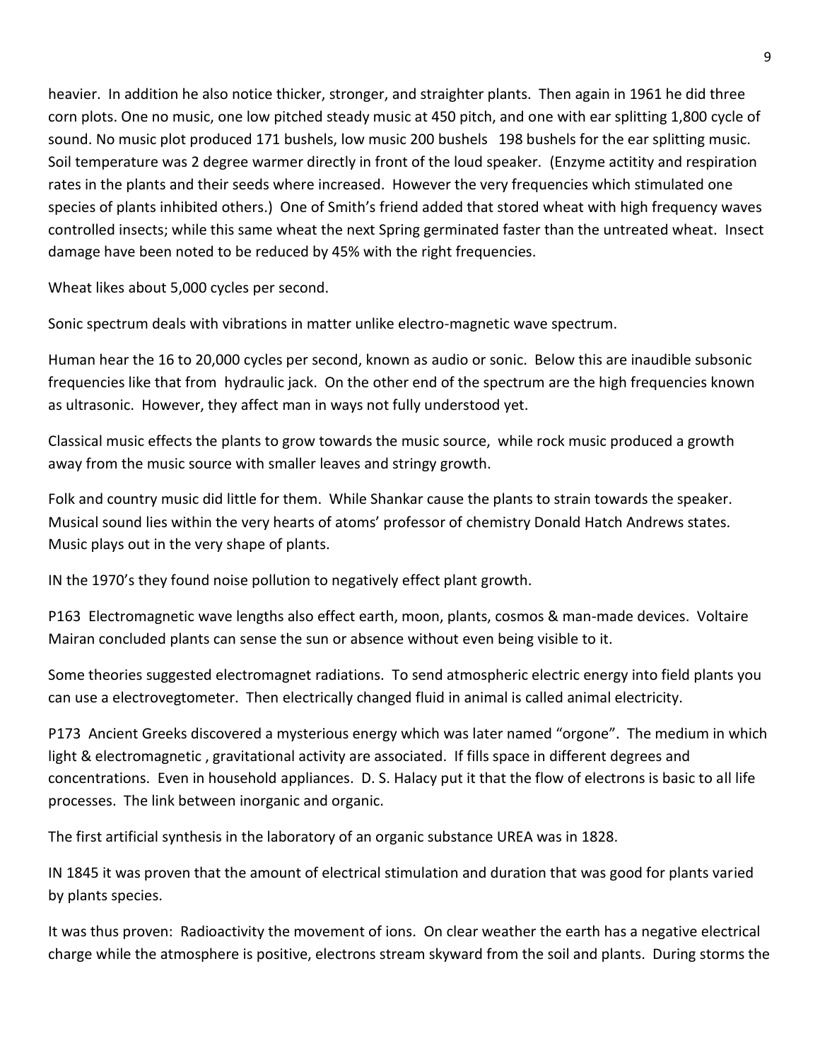heavier. In addition he also notice thicker, stronger, and straighter plants. Then again in 1961 he did three corn plots. One no music, one low pitched steady music at 450 pitch, and one with ear splitting 1,800 cycle of sound. No music plot produced 171 bushels, low music 200 bushels 198 bushels for the ear splitting music. Soil temperature was 2 degree warmer directly in front of the loud speaker. (Enzyme actitity and respiration rates in the plants and their seeds where increased. However the very frequencies which stimulated one species of plants inhibited others.) One of Smith's friend added that stored wheat with high frequency waves controlled insects; while this same wheat the next Spring germinated faster than the untreated wheat. Insect damage have been noted to be reduced by 45% with the right frequencies.

Wheat likes about 5,000 cycles per second.

Sonic spectrum deals with vibrations in matter unlike electro-magnetic wave spectrum.

Human hear the 16 to 20,000 cycles per second, known as audio or sonic. Below this are inaudible subsonic frequencies like that from hydraulic jack. On the other end of the spectrum are the high frequencies known as ultrasonic. However, they affect man in ways not fully understood yet.

Classical music effects the plants to grow towards the music source, while rock music produced a growth away from the music source with smaller leaves and stringy growth.

Folk and country music did little for them. While Shankar cause the plants to strain towards the speaker. Musical sound lies within the very hearts of atoms' professor of chemistry Donald Hatch Andrews states. Music plays out in the very shape of plants.

IN the 1970's they found noise pollution to negatively effect plant growth.

P163 Electromagnetic wave lengths also effect earth, moon, plants, cosmos & man-made devices. Voltaire Mairan concluded plants can sense the sun or absence without even being visible to it.

Some theories suggested electromagnet radiations. To send atmospheric electric energy into field plants you can use a electrovegtometer. Then electrically changed fluid in animal is called animal electricity.

P173 Ancient Greeks discovered a mysterious energy which was later named "orgone". The medium in which light & electromagnetic , gravitational activity are associated. If fills space in different degrees and concentrations. Even in household appliances. D. S. Halacy put it that the flow of electrons is basic to all life processes. The link between inorganic and organic.

The first artificial synthesis in the laboratory of an organic substance UREA was in 1828.

IN 1845 it was proven that the amount of electrical stimulation and duration that was good for plants varied by plants species.

It was thus proven: Radioactivity the movement of ions. On clear weather the earth has a negative electrical charge while the atmosphere is positive, electrons stream skyward from the soil and plants. During storms the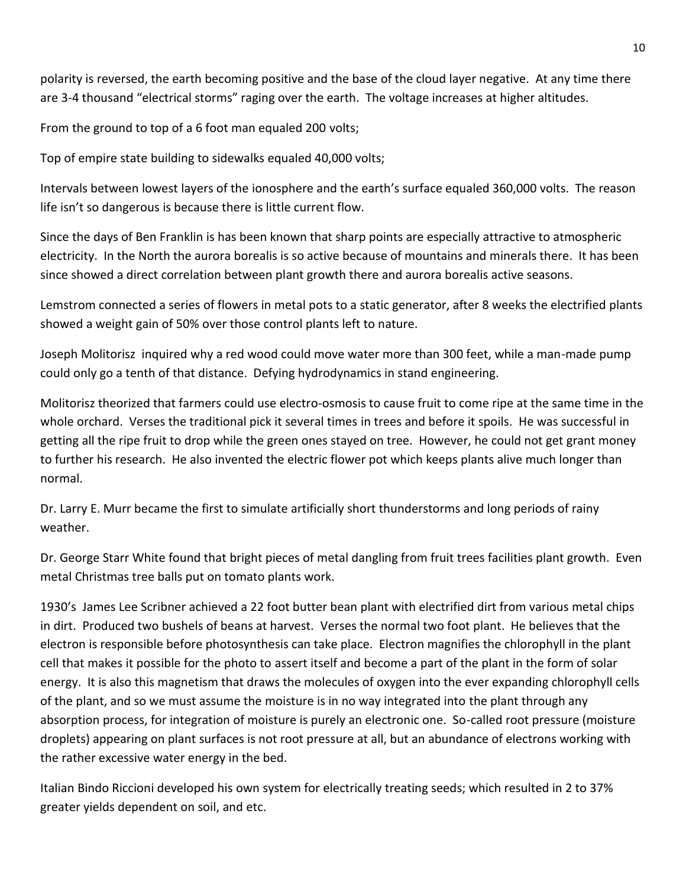polarity is reversed, the earth becoming positive and the base of the cloud layer negative. At any time there are 3-4 thousand "electrical storms" raging over the earth. The voltage increases at higher altitudes.

From the ground to top of a 6 foot man equaled 200 volts;

Top of empire state building to sidewalks equaled 40,000 volts;

Intervals between lowest layers of the ionosphere and the earth's surface equaled 360,000 volts. The reason life isn't so dangerous is because there is little current flow.

Since the days of Ben Franklin is has been known that sharp points are especially attractive to atmospheric electricity. In the North the aurora borealis is so active because of mountains and minerals there. It has been since showed a direct correlation between plant growth there and aurora borealis active seasons.

Lemstrom connected a series of flowers in metal pots to a static generator, after 8 weeks the electrified plants showed a weight gain of 50% over those control plants left to nature.

Joseph Molitorisz inquired why a red wood could move water more than 300 feet, while a man-made pump could only go a tenth of that distance. Defying hydrodynamics in stand engineering.

Molitorisz theorized that farmers could use electro-osmosis to cause fruit to come ripe at the same time in the whole orchard. Verses the traditional pick it several times in trees and before it spoils. He was successful in getting all the ripe fruit to drop while the green ones stayed on tree. However, he could not get grant money to further his research. He also invented the electric flower pot which keeps plants alive much longer than normal.

Dr. Larry E. Murr became the first to simulate artificially short thunderstorms and long periods of rainy weather.

Dr. George Starr White found that bright pieces of metal dangling from fruit trees facilities plant growth. Even metal Christmas tree balls put on tomato plants work.

1930's James Lee Scribner achieved a 22 foot butter bean plant with electrified dirt from various metal chips in dirt. Produced two bushels of beans at harvest. Verses the normal two foot plant. He believes that the electron is responsible before photosynthesis can take place. Electron magnifies the chlorophyll in the plant cell that makes it possible for the photo to assert itself and become a part of the plant in the form of solar energy. It is also this magnetism that draws the molecules of oxygen into the ever expanding chlorophyll cells of the plant, and so we must assume the moisture is in no way integrated into the plant through any absorption process, for integration of moisture is purely an electronic one. So-called root pressure (moisture droplets) appearing on plant surfaces is not root pressure at all, but an abundance of electrons working with the rather excessive water energy in the bed.

Italian Bindo Riccioni developed his own system for electrically treating seeds; which resulted in 2 to 37% greater yields dependent on soil, and etc.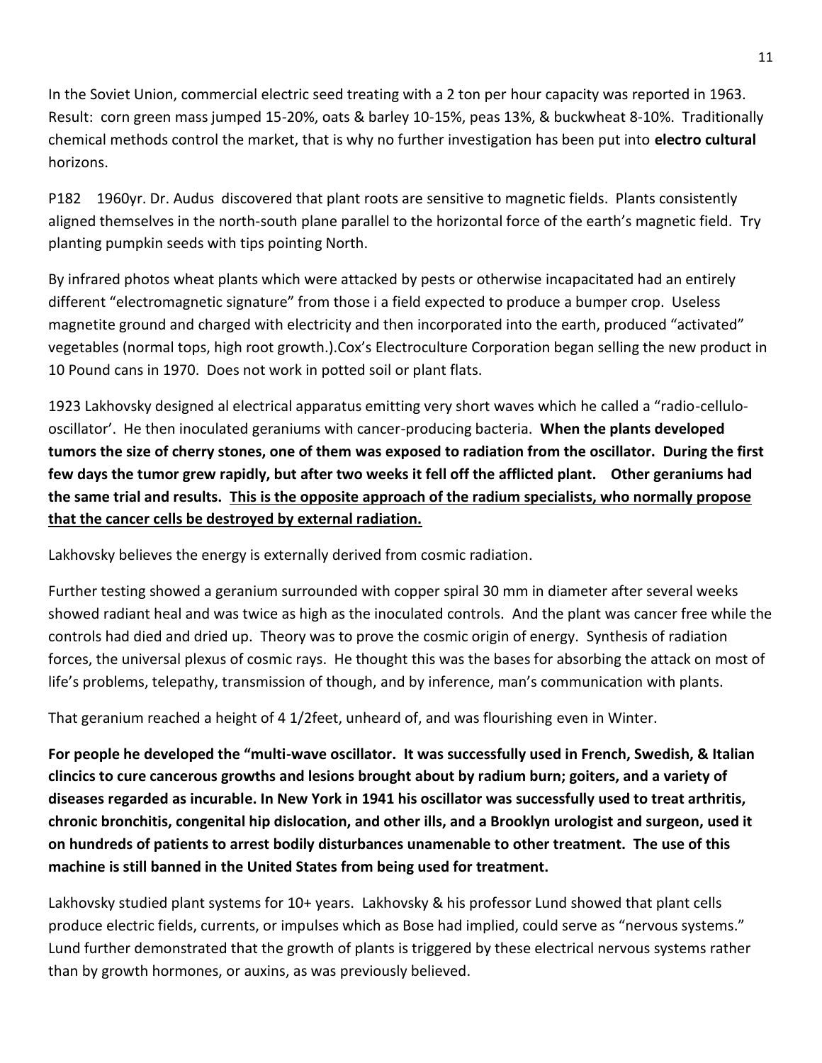In the Soviet Union, commercial electric seed treating with a 2 ton per hour capacity was reported in 1963. Result: corn green mass jumped 15-20%, oats & barley 10-15%, peas 13%, & buckwheat 8-10%. Traditionally chemical methods control the market, that is why no further investigation has been put into **electro cultural** horizons.

P182 1960yr. Dr. Audus discovered that plant roots are sensitive to magnetic fields. Plants consistently aligned themselves in the north-south plane parallel to the horizontal force of the earth's magnetic field. Try planting pumpkin seeds with tips pointing North.

By infrared photos wheat plants which were attacked by pests or otherwise incapacitated had an entirely different "electromagnetic signature" from those i a field expected to produce a bumper crop. Useless magnetite ground and charged with electricity and then incorporated into the earth, produced "activated" vegetables (normal tops, high root growth.).Cox's Electroculture Corporation began selling the new product in 10 Pound cans in 1970. Does not work in potted soil or plant flats.

1923 Lakhovsky designed al electrical apparatus emitting very short waves which he called a "radio-cellulo-oscillator'. He then inoculated geraniums with cancer-producing bacteria. **When the plants developed tumors the size of cherry stones, one of them was exposed to radiation from the oscillator. During the first few days the tumor grew rapidly, but after two weeks it fell off the afflicted plant. Other geraniums had the same trial and results. <u>This is the opposite approach of the radium specialists, who normally propose that the cancer cells be destroyed by external radiation.</u>**

Lakhovsky believes the energy is externally derived from cosmic radiation.

Further testing showed a geranium surrounded with copper spiral 30 mm in diameter after several weeks showed radiant heal and was twice as high as the inoculated controls. And the plant was cancer free while the controls had died and dried up. Theory was to prove the cosmic origin of energy. Synthesis of radiation forces, the universal plexus of cosmic rays. He thought this was the bases for absorbing the attack on most of life's problems, telepathy, transmission of though, and by inference, man's communication with plants.

That geranium reached a height of 4 1/2feet, unheard of, and was flourishing even in Winter.

**For people he developed the "multi-wave oscillator. It was successfully used in French, Swedish, & Italian clincics to cure cancerous growths and lesions brought about by radium burn; goiters, and a variety of diseases regarded as incurable. In New York in 1941 his oscillator was successfully used to treat arthritis, chronic bronchitis, congenital hip dislocation, and other ills, and a Brooklyn urologist and surgeon, used it on hundreds of patients to arrest bodily disturbances unamenable to other treatment. The use of this machine is still banned in the United States from being used for treatment.**

Lakhovsky studied plant systems for 10+ years. Lakhovsky & his professor Lund showed that plant cells produce electric fields, currents, or impulses which as Bose had implied, could serve as "nervous systems." Lund further demonstrated that the growth of plants is triggered by these electrical nervous systems rather than by growth hormones, or auxins, as was previously believed.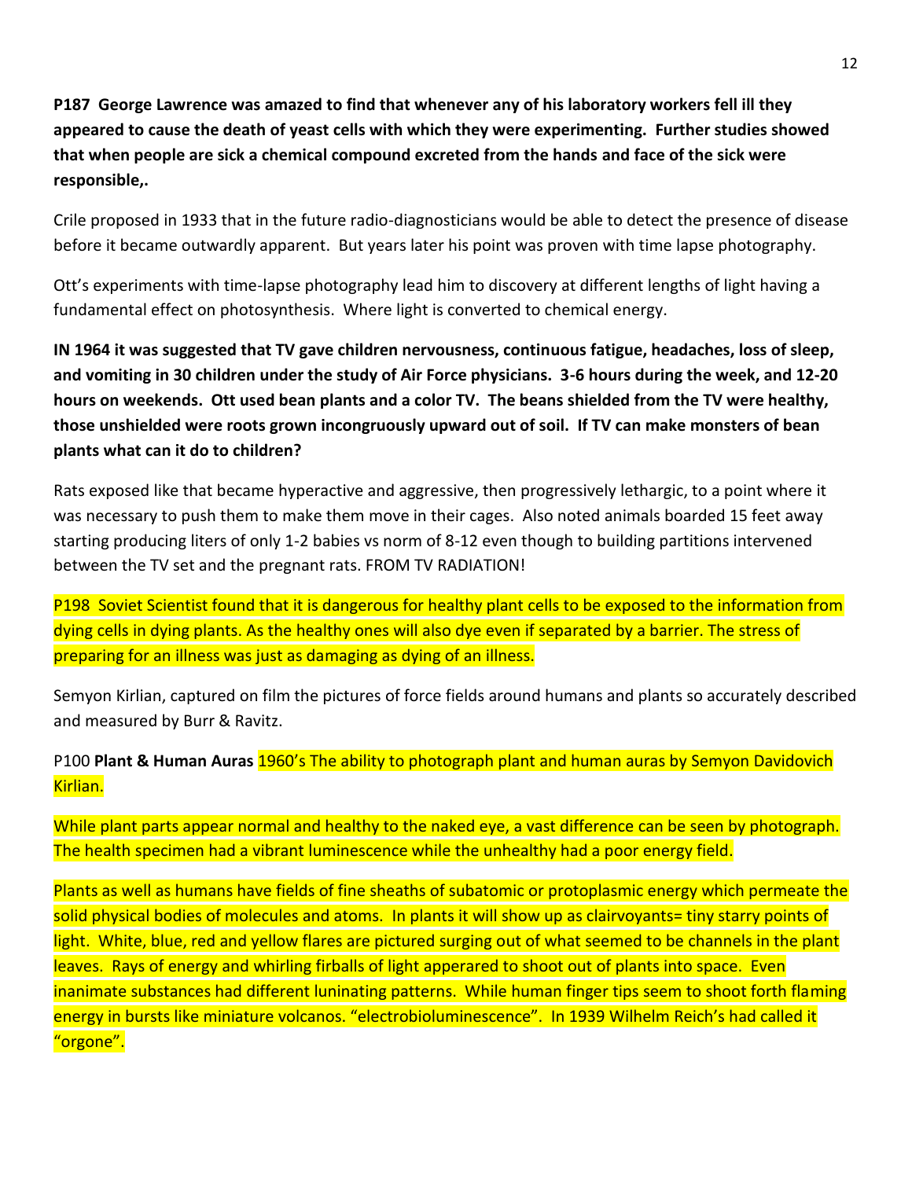**P187 George Lawrence was amazed to find that whenever any of his laboratory workers fell ill they appeared to cause the death of yeast cells with which they were experimenting. Further studies showed that when people are sick a chemical compound excreted from the hands and face of the sick were responsible,.**

Crile proposed in 1933 that in the future radio-diagnosticians would be able to detect the presence of disease before it became outwardly apparent. But years later his point was proven with time lapse photography.

Ott's experiments with time-lapse photography lead him to discovery at different lengths of light having a fundamental effect on photosynthesis. Where light is converted to chemical energy.

**IN 1964 it was suggested that TV gave children nervousness, continuous fatigue, headaches, loss of sleep, and vomiting in 30 children under the study of Air Force physicians. 3-6 hours during the week, and 12-20 hours on weekends. Ott used bean plants and a color TV. The beans shielded from the TV were healthy, those unshielded were roots grown incongruously upward out of soil. If TV can make monsters of bean plants what can it do to children?**

Rats exposed like that became hyperactive and aggressive, then progressively lethargic, to a point where it was necessary to push them to make them move in their cages. Also noted animals boarded 15 feet away starting producing liters of only 1-2 babies vs norm of 8-12 even though to building partitions intervened between the TV set and the pregnant rats. FROM TV RADIATION!

P198 Soviet Scientist found that it is dangerous for healthy plant cells to be exposed to the information from dying cells in dying plants. As the healthy ones will also dye even if separated by a barrier. The stress of preparing for an illness was just as damaging as dying of an illness.

Semyon Kirlian, captured on film the pictures of force fields around humans and plants so accurately described and measured by Burr & Ravitz.

P100 **Plant & Human Auras** 1960's The ability to photograph plant and human auras by Semyon Davidovich Kirlian.

While plant parts appear normal and healthy to the naked eye, a vast difference can be seen by photograph. The health specimen had a vibrant luminescence while the unhealthy had a poor energy field.

Plants as well as humans have fields of fine sheaths of subatomic or protoplasmic energy which permeate the solid physical bodies of molecules and atoms. In plants it will show up as clairvoyants= tiny starry points of light. White, blue, red and yellow flares are pictured surging out of what seemed to be channels in the plant leaves. Rays of energy and whirling firballs of light apperared to shoot out of plants into space. Even inanimate substances had different luninating patterns. While human finger tips seem to shoot forth flaming energy in bursts like miniature volcanos. "electrobioluminescence". In 1939 Wilhelm Reich's had called it "orgone".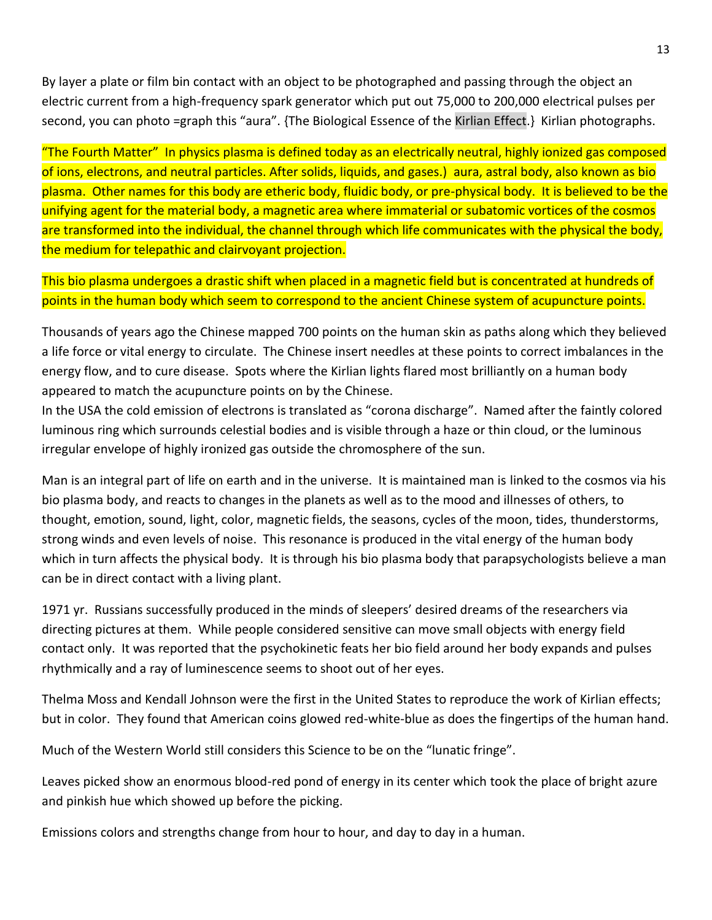By layer a plate or film bin contact with an object to be photographed and passing through the object an electric current from a high-frequency spark generator which put out 75,000 to 200,000 electrical pulses per second, you can photo =graph this "aura". {The Biological Essence of the Kirlian Effect.} Kirlian photographs.

"The Fourth Matter" In physics plasma is defined today as an electrically neutral, highly ionized gas composed of ions, electrons, and neutral particles. After solids, liquids, and gases.) aura, astral body, also known as bio plasma. Other names for this body are etheric body, fluidic body, or pre-physical body. It is believed to be the unifying agent for the material body, a magnetic area where immaterial or subatomic vortices of the cosmos are transformed into the individual, the channel through which life communicates with the physical the body, the medium for telepathic and clairvoyant projection.

This bio plasma undergoes a drastic shift when placed in a magnetic field but is concentrated at hundreds of points in the human body which seem to correspond to the ancient Chinese system of acupuncture points.

Thousands of years ago the Chinese mapped 700 points on the human skin as paths along which they believed a life force or vital energy to circulate. The Chinese insert needles at these points to correct imbalances in the energy flow, and to cure disease. Spots where the Kirlian lights flared most brilliantly on a human body appeared to match the acupuncture points on by the Chinese.
In the USA the cold emission of electrons is translated as "corona discharge". Named after the faintly colored luminous ring which surrounds celestial bodies and is visible through a haze or thin cloud, or the luminous irregular envelope of highly ironized gas outside the chromosphere of the sun.

Man is an integral part of life on earth and in the universe. It is maintained man is linked to the cosmos via his bio plasma body, and reacts to changes in the planets as well as to the mood and illnesses of others, to thought, emotion, sound, light, color, magnetic fields, the seasons, cycles of the moon, tides, thunderstorms, strong winds and even levels of noise. This resonance is produced in the vital energy of the human body which in turn affects the physical body. It is through his bio plasma body that parapsychologists believe a man can be in direct contact with a living plant.

1971 yr. Russians successfully produced in the minds of sleepers' desired dreams of the researchers via directing pictures at them. While people considered sensitive can move small objects with energy field contact only. It was reported that the psychokinetic feats her bio field around her body expands and pulses rhythmically and a ray of luminescence seems to shoot out of her eyes.

Thelma Moss and Kendall Johnson were the first in the United States to reproduce the work of Kirlian effects; but in color. They found that American coins glowed red-white-blue as does the fingertips of the human hand.

Much of the Western World still considers this Science to be on the "lunatic fringe".

Leaves picked show an enormous blood-red pond of energy in its center which took the place of bright azure and pinkish hue which showed up before the picking.

Emissions colors and strengths change from hour to hour, and day to day in a human.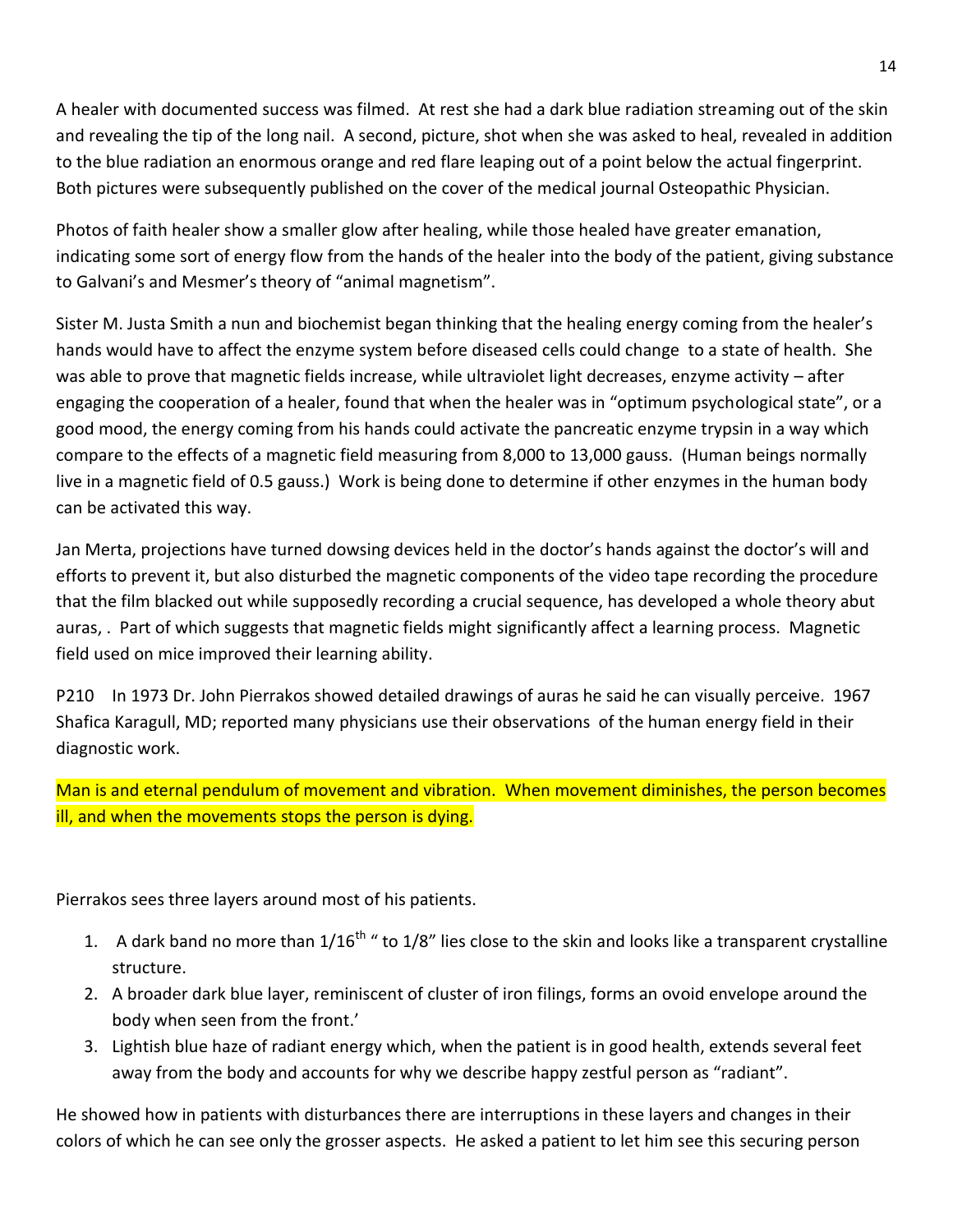A healer with documented success was filmed. At rest she had a dark blue radiation streaming out of the skin and revealing the tip of the long nail. A second, picture, shot when she was asked to heal, revealed in addition to the blue radiation an enormous orange and red flare leaping out of a point below the actual fingerprint. Both pictures were subsequently published on the cover of the medical journal Osteopathic Physician.

Photos of faith healer show a smaller glow after healing, while those healed have greater emanation, indicating some sort of energy flow from the hands of the healer into the body of the patient, giving substance to Galvani's and Mesmer's theory of "animal magnetism".

Sister M. Justa Smith a nun and biochemist began thinking that the healing energy coming from the healer's hands would have to affect the enzyme system before diseased cells could change to a state of health. She was able to prove that magnetic fields increase, while ultraviolet light decreases, enzyme activity – after engaging the cooperation of a healer, found that when the healer was in "optimum psychological state", or a good mood, the energy coming from his hands could activate the pancreatic enzyme trypsin in a way which compare to the effects of a magnetic field measuring from 8,000 to 13,000 gauss. (Human beings normally live in a magnetic field of 0.5 gauss.) Work is being done to determine if other enzymes in the human body can be activated this way.

Jan Merta, projections have turned dowsing devices held in the doctor's hands against the doctor's will and efforts to prevent it, but also disturbed the magnetic components of the video tape recording the procedure that the film blacked out while supposedly recording a crucial sequence, has developed a whole theory abut auras, . Part of which suggests that magnetic fields might significantly affect a learning process. Magnetic field used on mice improved their learning ability.

P210 In 1973 Dr. John Pierrakos showed detailed drawings of auras he said he can visually perceive. 1967 Shafica Karagull, MD; reported many physicians use their observations of the human energy field in their diagnostic work.

Man is and eternal pendulum of movement and vibration. When movement diminishes, the person becomes ill, and when the movements stops the person is dying.

Pierrakos sees three layers around most of his patients.

1. A dark band no more than 1/16th " to 1/8" lies close to the skin and looks like a transparent crystalline structure.
2. A broader dark blue layer, reminiscent of cluster of iron filings, forms an ovoid envelope around the body when seen from the front.'
3. Lightish blue haze of radiant energy which, when the patient is in good health, extends several feet away from the body and accounts for why we describe happy zestful person as "radiant".

He showed how in patients with disturbances there are interruptions in these layers and changes in their colors of which he can see only the grosser aspects. He asked a patient to let him see this securing person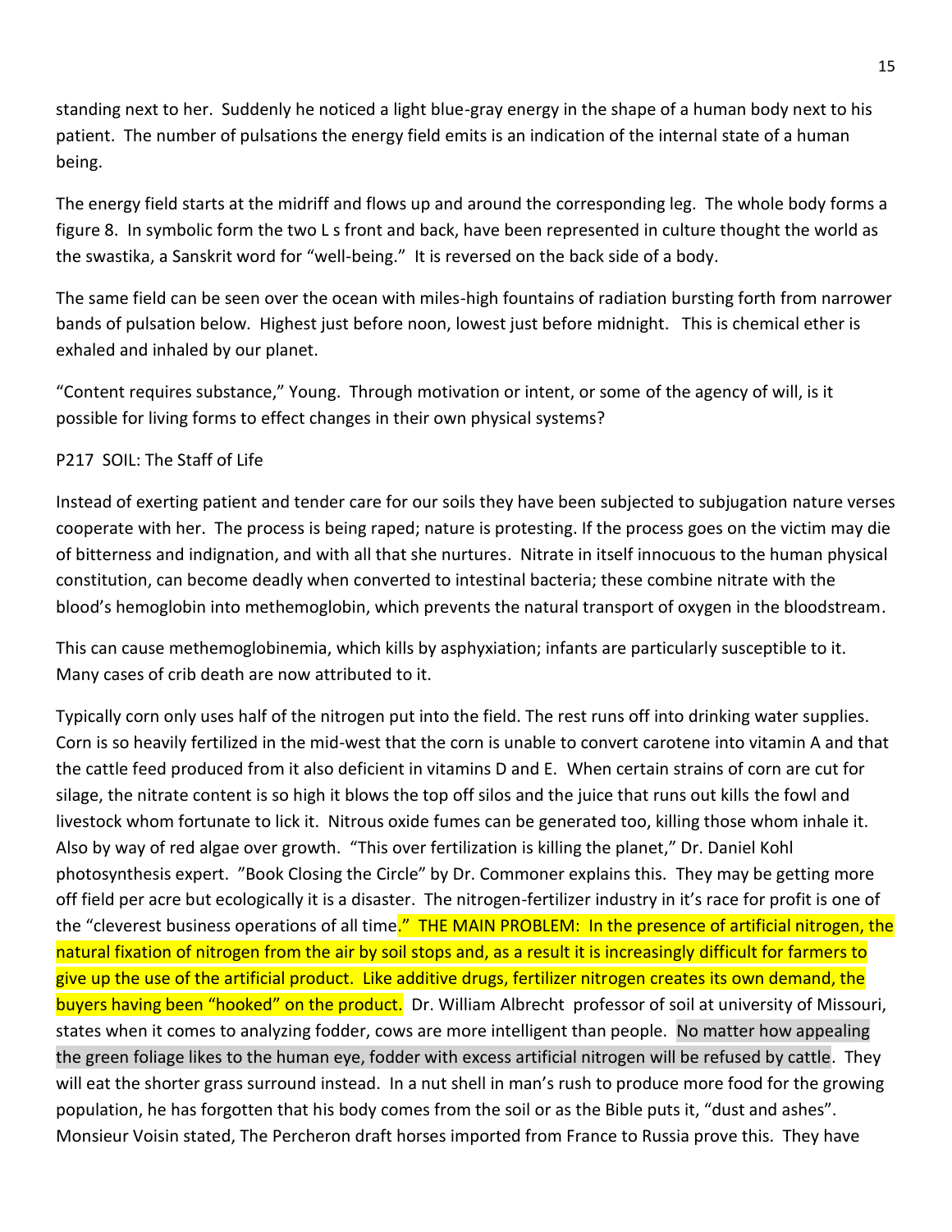standing next to her. Suddenly he noticed a light blue-gray energy in the shape of a human body next to his patient. The number of pulsations the energy field emits is an indication of the internal state of a human being.

The energy field starts at the midriff and flows up and around the corresponding leg. The whole body forms a figure 8. In symbolic form the two L s front and back, have been represented in culture thought the world as the swastika, a Sanskrit word for "well-being." It is reversed on the back side of a body.

The same field can be seen over the ocean with miles-high fountains of radiation bursting forth from narrower bands of pulsation below. Highest just before noon, lowest just before midnight. This is chemical ether is exhaled and inhaled by our planet.

"Content requires substance," Young. Through motivation or intent, or some of the agency of will, is it possible for living forms to effect changes in their own physical systems?

P217 SOIL: The Staff of Life

Instead of exerting patient and tender care for our soils they have been subjected to subjugation nature verses cooperate with her. The process is being raped; nature is protesting. If the process goes on the victim may die of bitterness and indignation, and with all that she nurtures. Nitrate in itself innocuous to the human physical constitution, can become deadly when converted to intestinal bacteria; these combine nitrate with the blood's hemoglobin into methemoglobin, which prevents the natural transport of oxygen in the bloodstream.

This can cause methemoglobinemia, which kills by asphyxiation; infants are particularly susceptible to it. Many cases of crib death are now attributed to it.

Typically corn only uses half of the nitrogen put into the field. The rest runs off into drinking water supplies. Corn is so heavily fertilized in the mid-west that the corn is unable to convert carotene into vitamin A and that the cattle feed produced from it also deficient in vitamins D and E. When certain strains of corn are cut for silage, the nitrate content is so high it blows the top off silos and the juice that runs out kills the fowl and livestock whom fortunate to lick it. Nitrous oxide fumes can be generated too, killing those whom inhale it. Also by way of red algae over growth. "This over fertilization is killing the planet," Dr. Daniel Kohl photosynthesis expert. "Book Closing the Circle" by Dr. Commoner explains this. They may be getting more off field per acre but ecologically it is a disaster. The nitrogen-fertilizer industry in it's race for profit is one of the "cleverest business operations of all time." THE MAIN PROBLEM: In the presence of artificial nitrogen, the natural fixation of nitrogen from the air by soil stops and, as a result it is increasingly difficult for farmers to give up the use of the artificial product. Like additive drugs, fertilizer nitrogen creates its own demand, the buyers having been "hooked" on the product. Dr. William Albrecht professor of soil at university of Missouri, states when it comes to analyzing fodder, cows are more intelligent than people. No matter how appealing the green foliage likes to the human eye, fodder with excess artificial nitrogen will be refused by cattle. They will eat the shorter grass surround instead. In a nut shell in man's rush to produce more food for the growing population, he has forgotten that his body comes from the soil or as the Bible puts it, "dust and ashes". Monsieur Voisin stated, The Percheron draft horses imported from France to Russia prove this. They have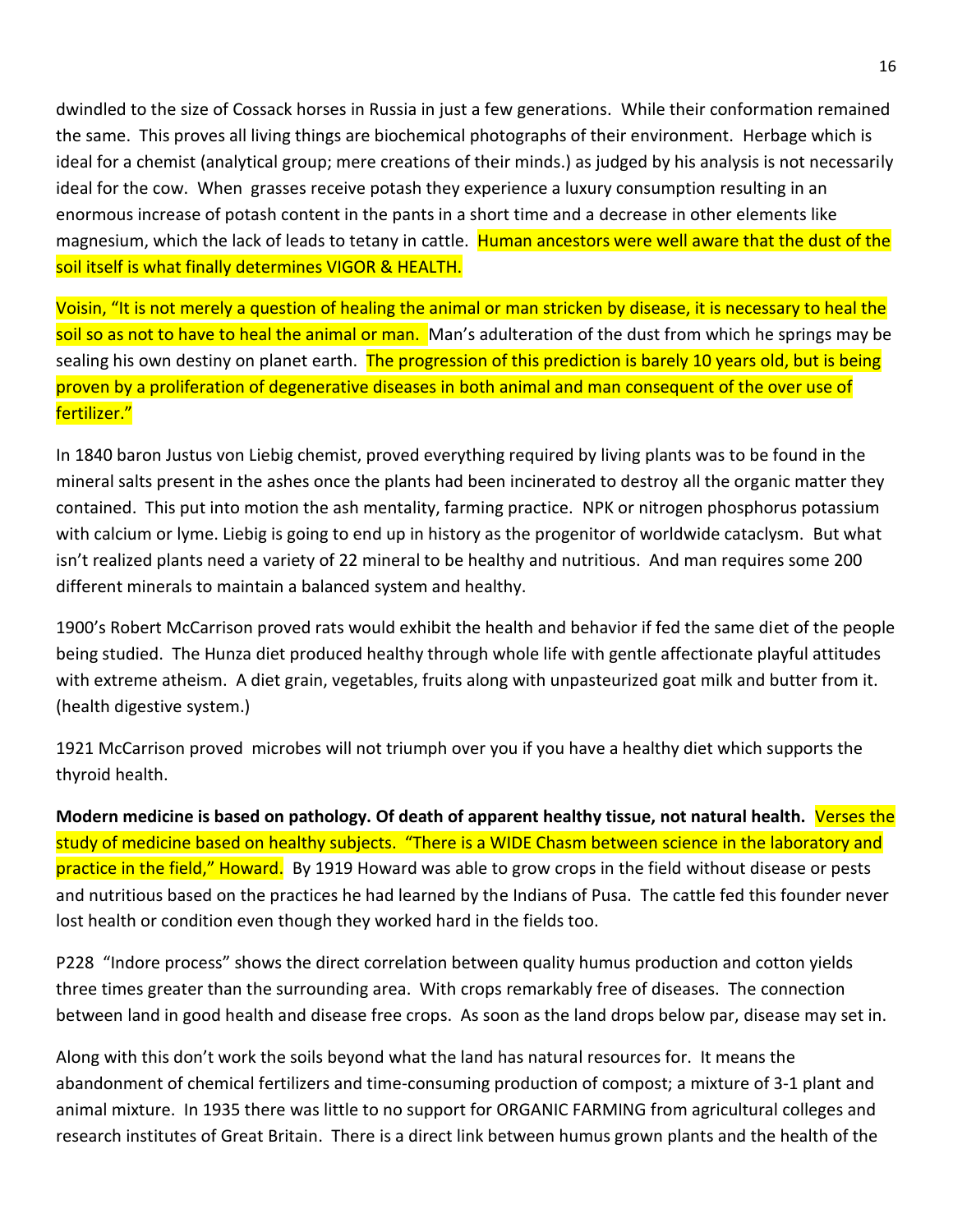dwindled to the size of Cossack horses in Russia in just a few generations. While their conformation remained the same. This proves all living things are biochemical photographs of their environment. Herbage which is ideal for a chemist (analytical group; mere creations of their minds.) as judged by his analysis is not necessarily ideal for the cow. When grasses receive potash they experience a luxury consumption resulting in an enormous increase of potash content in the pants in a short time and a decrease in other elements like magnesium, which the lack of leads to tetany in cattle. Human ancestors were well aware that the dust of the soil itself is what finally determines VIGOR & HEALTH.

Voisin, "It is not merely a question of healing the animal or man stricken by disease, it is necessary to heal the soil so as not to have to heal the animal or man. Man's adulteration of the dust from which he springs may be sealing his own destiny on planet earth. The progression of this prediction is barely 10 years old, but is being proven by a proliferation of degenerative diseases in both animal and man consequent of the over use of fertilizer."

In 1840 baron Justus von Liebig chemist, proved everything required by living plants was to be found in the mineral salts present in the ashes once the plants had been incinerated to destroy all the organic matter they contained. This put into motion the ash mentality, farming practice. NPK or nitrogen phosphorus potassium with calcium or lyme. Liebig is going to end up in history as the progenitor of worldwide cataclysm. But what isn't realized plants need a variety of 22 mineral to be healthy and nutritious. And man requires some 200 different minerals to maintain a balanced system and healthy.

1900's Robert McCarrison proved rats would exhibit the health and behavior if fed the same diet of the people being studied. The Hunza diet produced healthy through whole life with gentle affectionate playful attitudes with extreme atheism. A diet grain, vegetables, fruits along with unpasteurized goat milk and butter from it. (health digestive system.)

1921 McCarrison proved microbes will not triumph over you if you have a healthy diet which supports the thyroid health.

**Modern medicine is based on pathology. Of death of apparent healthy tissue, not natural health.** Verses the study of medicine based on healthy subjects. "There is a WIDE Chasm between science in the laboratory and practice in the field," Howard. By 1919 Howard was able to grow crops in the field without disease or pests and nutritious based on the practices he had learned by the Indians of Pusa. The cattle fed this founder never lost health or condition even though they worked hard in the fields too.

P228 "Indore process" shows the direct correlation between quality humus production and cotton yields three times greater than the surrounding area. With crops remarkably free of diseases. The connection between land in good health and disease free crops. As soon as the land drops below par, disease may set in.

Along with this don't work the soils beyond what the land has natural resources for. It means the abandonment of chemical fertilizers and time-consuming production of compost; a mixture of 3-1 plant and animal mixture. In 1935 there was little to no support for ORGANIC FARMING from agricultural colleges and research institutes of Great Britain. There is a direct link between humus grown plants and the health of the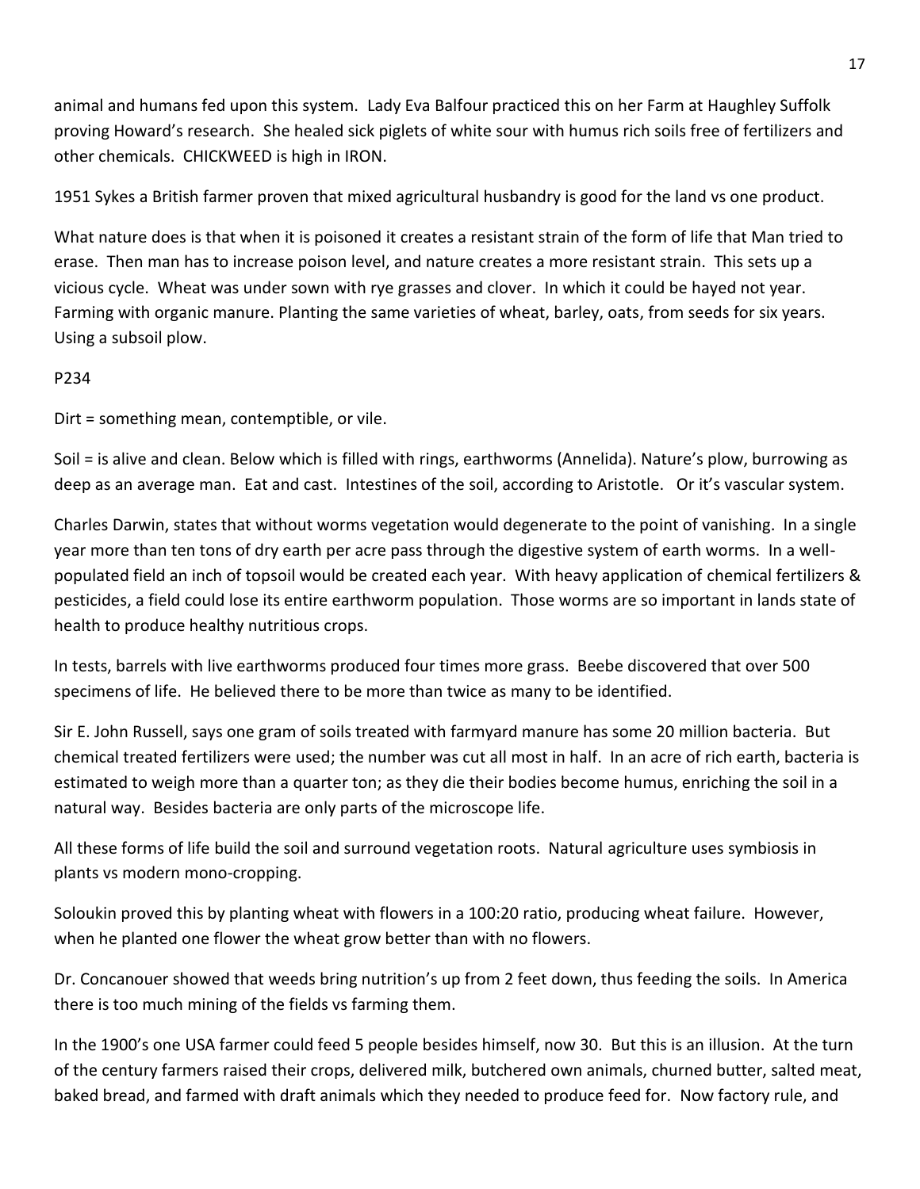animal and humans fed upon this system. Lady Eva Balfour practiced this on her Farm at Haughley Suffolk proving Howard's research. She healed sick piglets of white sour with humus rich soils free of fertilizers and other chemicals. CHICKWEED is high in IRON.

1951 Sykes a British farmer proven that mixed agricultural husbandry is good for the land vs one product.

What nature does is that when it is poisoned it creates a resistant strain of the form of life that Man tried to erase. Then man has to increase poison level, and nature creates a more resistant strain. This sets up a vicious cycle. Wheat was under sown with rye grasses and clover. In which it could be hayed not year. Farming with organic manure. Planting the same varieties of wheat, barley, oats, from seeds for six years. Using a subsoil plow.

P234

Dirt = something mean, contemptible, or vile.

Soil = is alive and clean. Below which is filled with rings, earthworms (Annelida). Nature's plow, burrowing as deep as an average man. Eat and cast. Intestines of the soil, according to Aristotle. Or it's vascular system.

Charles Darwin, states that without worms vegetation would degenerate to the point of vanishing. In a single year more than ten tons of dry earth per acre pass through the digestive system of earth worms. In a well-populated field an inch of topsoil would be created each year. With heavy application of chemical fertilizers & pesticides, a field could lose its entire earthworm population. Those worms are so important in lands state of health to produce healthy nutritious crops.

In tests, barrels with live earthworms produced four times more grass. Beebe discovered that over 500 specimens of life. He believed there to be more than twice as many to be identified.

Sir E. John Russell, says one gram of soils treated with farmyard manure has some 20 million bacteria. But chemical treated fertilizers were used; the number was cut all most in half. In an acre of rich earth, bacteria is estimated to weigh more than a quarter ton; as they die their bodies become humus, enriching the soil in a natural way. Besides bacteria are only parts of the microscope life.

All these forms of life build the soil and surround vegetation roots. Natural agriculture uses symbiosis in plants vs modern mono-cropping.

Soloukin proved this by planting wheat with flowers in a 100:20 ratio, producing wheat failure. However, when he planted one flower the wheat grow better than with no flowers.

Dr. Concanouer showed that weeds bring nutrition's up from 2 feet down, thus feeding the soils. In America there is too much mining of the fields vs farming them.

In the 1900's one USA farmer could feed 5 people besides himself, now 30. But this is an illusion. At the turn of the century farmers raised their crops, delivered milk, butchered own animals, churned butter, salted meat, baked bread, and farmed with draft animals which they needed to produce feed for. Now factory rule, and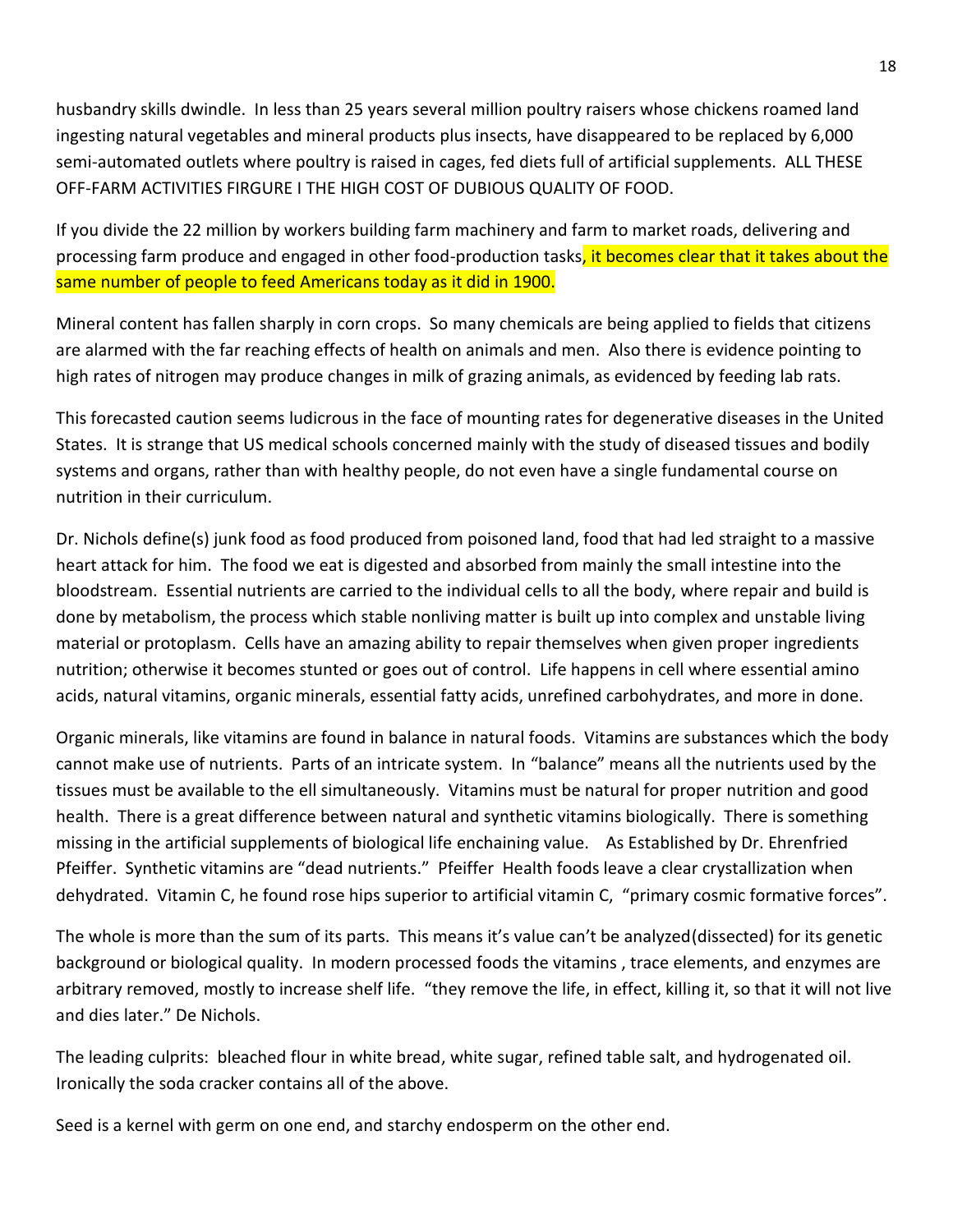husbandry skills dwindle. In less than 25 years several million poultry raisers whose chickens roamed land ingesting natural vegetables and mineral products plus insects, have disappeared to be replaced by 6,000 semi-automated outlets where poultry is raised in cages, fed diets full of artificial supplements. ALL THESE OFF-FARM ACTIVITIES FIRGURE I THE HIGH COST OF DUBIOUS QUALITY OF FOOD.

If you divide the 22 million by workers building farm machinery and farm to market roads, delivering and processing farm produce and engaged in other food-production tasks, it becomes clear that it takes about the same number of people to feed Americans today as it did in 1900.

Mineral content has fallen sharply in corn crops. So many chemicals are being applied to fields that citizens are alarmed with the far reaching effects of health on animals and men. Also there is evidence pointing to high rates of nitrogen may produce changes in milk of grazing animals, as evidenced by feeding lab rats.

This forecasted caution seems ludicrous in the face of mounting rates for degenerative diseases in the United States. It is strange that US medical schools concerned mainly with the study of diseased tissues and bodily systems and organs, rather than with healthy people, do not even have a single fundamental course on nutrition in their curriculum.

Dr. Nichols define(s) junk food as food produced from poisoned land, food that had led straight to a massive heart attack for him. The food we eat is digested and absorbed from mainly the small intestine into the bloodstream. Essential nutrients are carried to the individual cells to all the body, where repair and build is done by metabolism, the process which stable nonliving matter is built up into complex and unstable living material or protoplasm. Cells have an amazing ability to repair themselves when given proper ingredients nutrition; otherwise it becomes stunted or goes out of control. Life happens in cell where essential amino acids, natural vitamins, organic minerals, essential fatty acids, unrefined carbohydrates, and more in done.

Organic minerals, like vitamins are found in balance in natural foods. Vitamins are substances which the body cannot make use of nutrients. Parts of an intricate system. In "balance" means all the nutrients used by the tissues must be available to the ell simultaneously. Vitamins must be natural for proper nutrition and good health. There is a great difference between natural and synthetic vitamins biologically. There is something missing in the artificial supplements of biological life enchaining value. As Established by Dr. Ehrenfried Pfeiffer. Synthetic vitamins are "dead nutrients." Pfeiffer Health foods leave a clear crystallization when dehydrated. Vitamin C, he found rose hips superior to artificial vitamin C, "primary cosmic formative forces".

The whole is more than the sum of its parts. This means it's value can't be analyzed(dissected) for its genetic background or biological quality. In modern processed foods the vitamins , trace elements, and enzymes are arbitrary removed, mostly to increase shelf life. "they remove the life, in effect, killing it, so that it will not live and dies later." De Nichols.

The leading culprits: bleached flour in white bread, white sugar, refined table salt, and hydrogenated oil. Ironically the soda cracker contains all of the above.

Seed is a kernel with germ on one end, and starchy endosperm on the other end.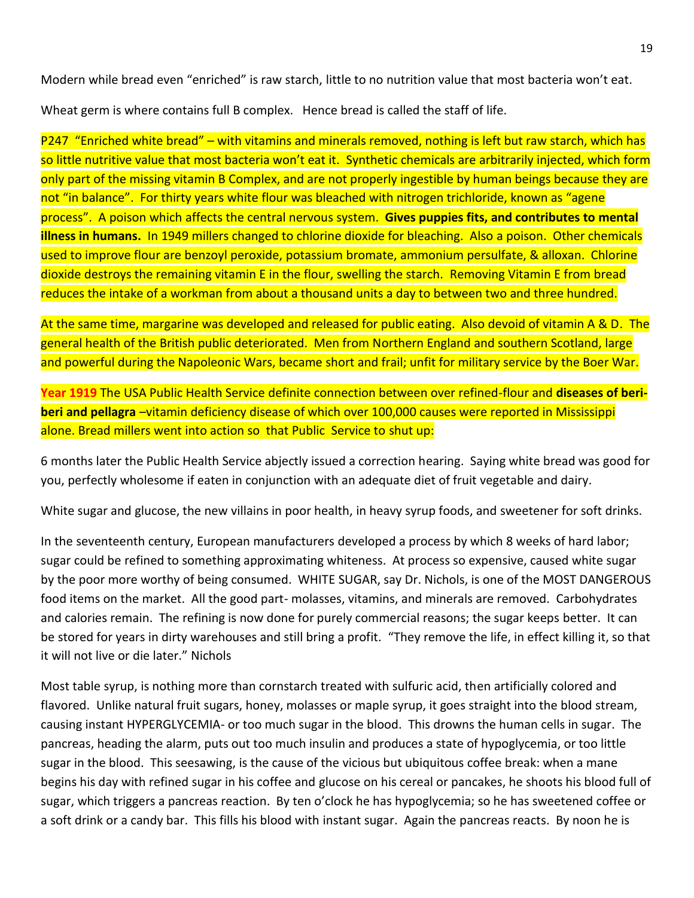Modern while bread even "enriched" is raw starch, little to no nutrition value that most bacteria won't eat.

Wheat germ is where contains full B complex. Hence bread is called the staff of life.

P247 "Enriched white bread" – with vitamins and minerals removed, nothing is left but raw starch, which has so little nutritive value that most bacteria won't eat it. Synthetic chemicals are arbitrarily injected, which form only part of the missing vitamin B Complex, and are not properly ingestible by human beings because they are not "in balance". For thirty years white flour was bleached with nitrogen trichloride, known as "agene process". A poison which affects the central nervous system. **Gives puppies fits, and contributes to mental illness in humans.** In 1949 millers changed to chlorine dioxide for bleaching. Also a poison. Other chemicals used to improve flour are benzoyl peroxide, potassium bromate, ammonium persulfate, & alloxan. Chlorine dioxide destroys the remaining vitamin E in the flour, swelling the starch. Removing Vitamin E from bread reduces the intake of a workman from about a thousand units a day to between two and three hundred.

At the same time, margarine was developed and released for public eating. Also devoid of vitamin A & D. The general health of the British public deteriorated. Men from Northern England and southern Scotland, large and powerful during the Napoleonic Wars, became short and frail; unfit for military service by the Boer War.

**Year 1919** The USA Public Health Service definite connection between over refined-flour and **diseases of beri-beri and pellagra** –vitamin deficiency disease of which over 100,000 causes were reported in Mississippi alone. Bread millers went into action so that Public Service to shut up:

6 months later the Public Health Service abjectly issued a correction hearing. Saying white bread was good for you, perfectly wholesome if eaten in conjunction with an adequate diet of fruit vegetable and dairy.

White sugar and glucose, the new villains in poor health, in heavy syrup foods, and sweetener for soft drinks.

In the seventeenth century, European manufacturers developed a process by which 8 weeks of hard labor; sugar could be refined to something approximating whiteness. At process so expensive, caused white sugar by the poor more worthy of being consumed. WHITE SUGAR, say Dr. Nichols, is one of the MOST DANGEROUS food items on the market. All the good part- molasses, vitamins, and minerals are removed. Carbohydrates and calories remain. The refining is now done for purely commercial reasons; the sugar keeps better. It can be stored for years in dirty warehouses and still bring a profit. "They remove the life, in effect killing it, so that it will not live or die later." Nichols

Most table syrup, is nothing more than cornstarch treated with sulfuric acid, then artificially colored and flavored. Unlike natural fruit sugars, honey, molasses or maple syrup, it goes straight into the blood stream, causing instant HYPERGLYCEMIA- or too much sugar in the blood. This drowns the human cells in sugar. The pancreas, heading the alarm, puts out too much insulin and produces a state of hypoglycemia, or too little sugar in the blood. This seesawing, is the cause of the vicious but ubiquitous coffee break: when a mane begins his day with refined sugar in his coffee and glucose on his cereal or pancakes, he shoots his blood full of sugar, which triggers a pancreas reaction. By ten o'clock he has hypoglycemia; so he has sweetened coffee or a soft drink or a candy bar. This fills his blood with instant sugar. Again the pancreas reacts. By noon he is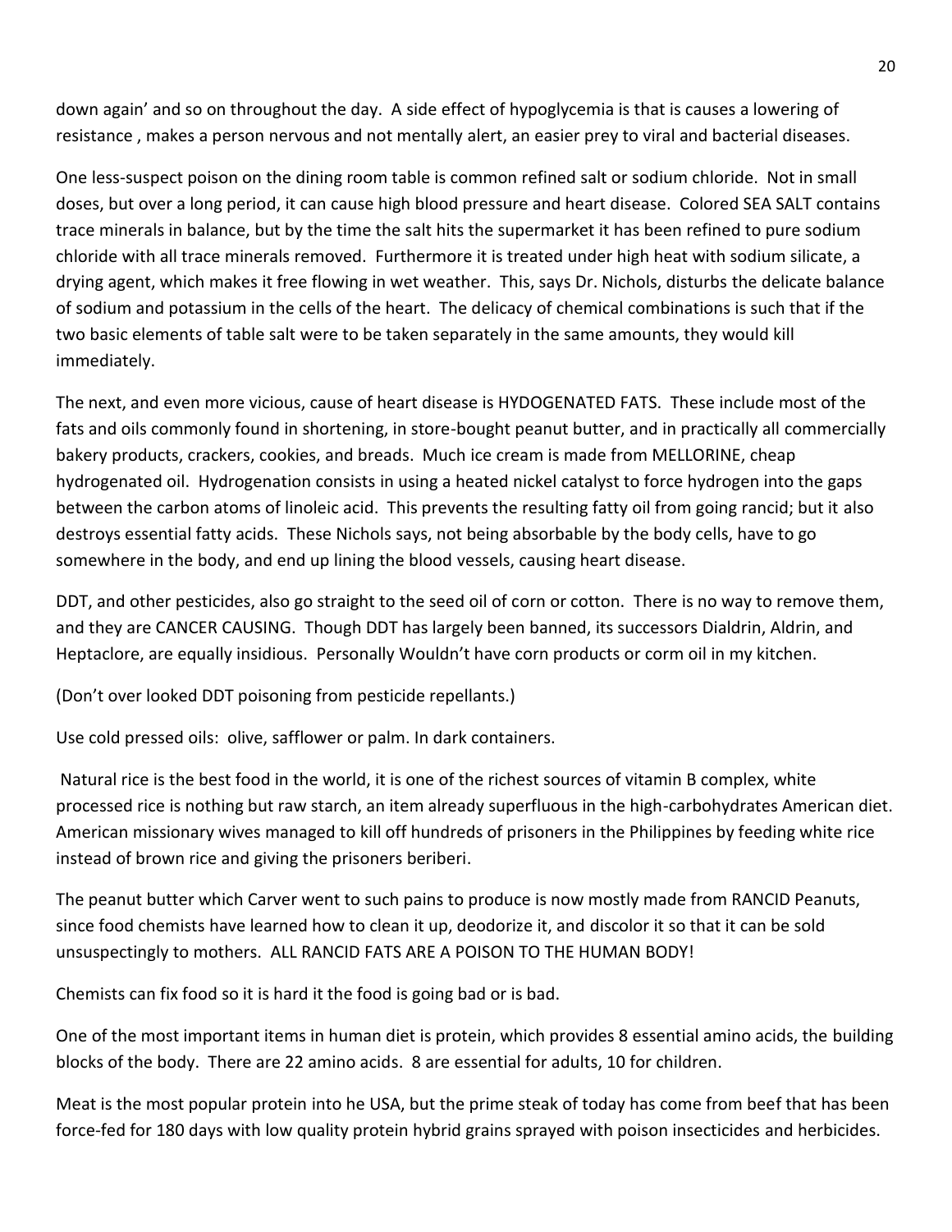down again' and so on throughout the day. A side effect of hypoglycemia is that is causes a lowering of resistance , makes a person nervous and not mentally alert, an easier prey to viral and bacterial diseases.

One less-suspect poison on the dining room table is common refined salt or sodium chloride. Not in small doses, but over a long period, it can cause high blood pressure and heart disease. Colored SEA SALT contains trace minerals in balance, but by the time the salt hits the supermarket it has been refined to pure sodium chloride with all trace minerals removed. Furthermore it is treated under high heat with sodium silicate, a drying agent, which makes it free flowing in wet weather. This, says Dr. Nichols, disturbs the delicate balance of sodium and potassium in the cells of the heart. The delicacy of chemical combinations is such that if the two basic elements of table salt were to be taken separately in the same amounts, they would kill immediately.

The next, and even more vicious, cause of heart disease is HYDOGENATED FATS. These include most of the fats and oils commonly found in shortening, in store-bought peanut butter, and in practically all commercially bakery products, crackers, cookies, and breads. Much ice cream is made from MELLORINE, cheap hydrogenated oil. Hydrogenation consists in using a heated nickel catalyst to force hydrogen into the gaps between the carbon atoms of linoleic acid. This prevents the resulting fatty oil from going rancid; but it also destroys essential fatty acids. These Nichols says, not being absorbable by the body cells, have to go somewhere in the body, and end up lining the blood vessels, causing heart disease.

DDT, and other pesticides, also go straight to the seed oil of corn or cotton. There is no way to remove them, and they are CANCER CAUSING. Though DDT has largely been banned, its successors Dialdrin, Aldrin, and Heptaclore, are equally insidious. Personally Wouldn't have corn products or corm oil in my kitchen.

(Don't over looked DDT poisoning from pesticide repellants.)

Use cold pressed oils: olive, safflower or palm. In dark containers.

Natural rice is the best food in the world, it is one of the richest sources of vitamin B complex, white processed rice is nothing but raw starch, an item already superfluous in the high-carbohydrates American diet. American missionary wives managed to kill off hundreds of prisoners in the Philippines by feeding white rice instead of brown rice and giving the prisoners beriberi.

The peanut butter which Carver went to such pains to produce is now mostly made from RANCID Peanuts, since food chemists have learned how to clean it up, deodorize it, and discolor it so that it can be sold unsuspectingly to mothers. ALL RANCID FATS ARE A POISON TO THE HUMAN BODY!

Chemists can fix food so it is hard it the food is going bad or is bad.

One of the most important items in human diet is protein, which provides 8 essential amino acids, the building blocks of the body. There are 22 amino acids. 8 are essential for adults, 10 for children.

Meat is the most popular protein into he USA, but the prime steak of today has come from beef that has been force-fed for 180 days with low quality protein hybrid grains sprayed with poison insecticides and herbicides.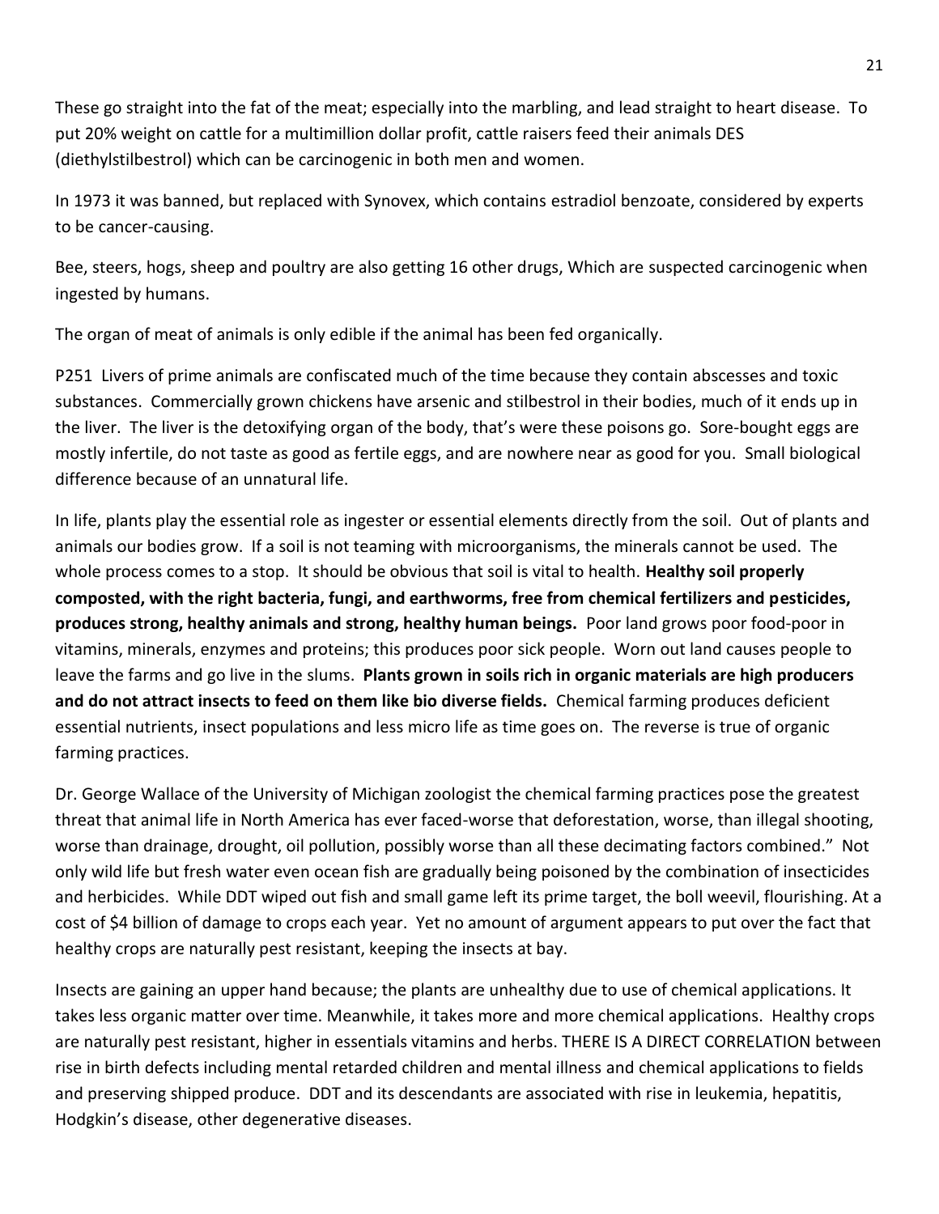These go straight into the fat of the meat; especially into the marbling, and lead straight to heart disease. To put 20% weight on cattle for a multimillion dollar profit, cattle raisers feed their animals DES (diethylstilbestrol) which can be carcinogenic in both men and women.

In 1973 it was banned, but replaced with Synovex, which contains estradiol benzoate, considered by experts to be cancer-causing.

Bee, steers, hogs, sheep and poultry are also getting 16 other drugs, Which are suspected carcinogenic when ingested by humans.

The organ of meat of animals is only edible if the animal has been fed organically.

P251 Livers of prime animals are confiscated much of the time because they contain abscesses and toxic substances. Commercially grown chickens have arsenic and stilbestrol in their bodies, much of it ends up in the liver. The liver is the detoxifying organ of the body, that's were these poisons go. Sore-bought eggs are mostly infertile, do not taste as good as fertile eggs, and are nowhere near as good for you. Small biological difference because of an unnatural life.

In life, plants play the essential role as ingester or essential elements directly from the soil. Out of plants and animals our bodies grow. If a soil is not teaming with microorganisms, the minerals cannot be used. The whole process comes to a stop. It should be obvious that soil is vital to health. **Healthy soil properly composted, with the right bacteria, fungi, and earthworms, free from chemical fertilizers and pesticides, produces strong, healthy animals and strong, healthy human beings.** Poor land grows poor food-poor in vitamins, minerals, enzymes and proteins; this produces poor sick people. Worn out land causes people to leave the farms and go live in the slums. **Plants grown in soils rich in organic materials are high producers and do not attract insects to feed on them like bio diverse fields.** Chemical farming produces deficient essential nutrients, insect populations and less micro life as time goes on. The reverse is true of organic farming practices.

Dr. George Wallace of the University of Michigan zoologist the chemical farming practices pose the greatest threat that animal life in North America has ever faced-worse that deforestation, worse, than illegal shooting, worse than drainage, drought, oil pollution, possibly worse than all these decimating factors combined." Not only wild life but fresh water even ocean fish are gradually being poisoned by the combination of insecticides and herbicides. While DDT wiped out fish and small game left its prime target, the boll weevil, flourishing. At a cost of $4 billion of damage to crops each year. Yet no amount of argument appears to put over the fact that healthy crops are naturally pest resistant, keeping the insects at bay.

Insects are gaining an upper hand because; the plants are unhealthy due to use of chemical applications. It takes less organic matter over time. Meanwhile, it takes more and more chemical applications. Healthy crops are naturally pest resistant, higher in essentials vitamins and herbs. THERE IS A DIRECT CORRELATION between rise in birth defects including mental retarded children and mental illness and chemical applications to fields and preserving shipped produce. DDT and its descendants are associated with rise in leukemia, hepatitis, Hodgkin's disease, other degenerative diseases.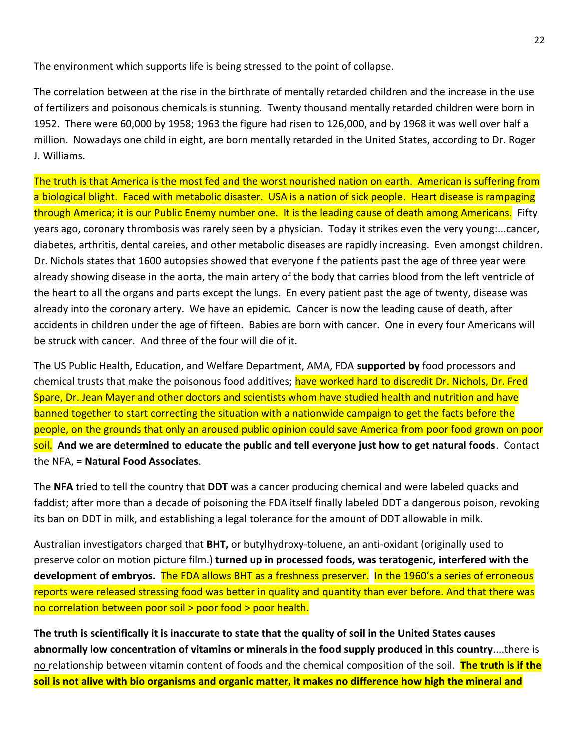The environment which supports life is being stressed to the point of collapse.

The correlation between at the rise in the birthrate of mentally retarded children and the increase in the use of fertilizers and poisonous chemicals is stunning. Twenty thousand mentally retarded children were born in 1952. There were 60,000 by 1958; 1963 the figure had risen to 126,000, and by 1968 it was well over half a million. Nowadays one child in eight, are born mentally retarded in the United States, according to Dr. Roger J. Williams.

The truth is that America is the most fed and the worst nourished nation on earth. American is suffering from a biological blight. Faced with metabolic disaster. USA is a nation of sick people. Heart disease is rampaging through America; it is our Public Enemy number one. It is the leading cause of death among Americans. Fifty years ago, coronary thrombosis was rarely seen by a physician. Today it strikes even the very young:...cancer, diabetes, arthritis, dental careies, and other metabolic diseases are rapidly increasing. Even amongst children. Dr. Nichols states that 1600 autopsies showed that everyone f the patients past the age of three year were already showing disease in the aorta, the main artery of the body that carries blood from the left ventricle of the heart to all the organs and parts except the lungs. En every patient past the age of twenty, disease was already into the coronary artery. We have an epidemic. Cancer is now the leading cause of death, after accidents in children under the age of fifteen. Babies are born with cancer. One in every four Americans will be struck with cancer. And three of the four will die of it.

The US Public Health, Education, and Welfare Department, AMA, FDA **supported by** food processors and chemical trusts that make the poisonous food additives; have worked hard to discredit Dr. Nichols, Dr. Fred Spare, Dr. Jean Mayer and other doctors and scientists whom have studied health and nutrition and have banned together to start correcting the situation with a nationwide campaign to get the facts before the people, on the grounds that only an aroused public opinion could save America from poor food grown on poor soil. **And we are determined to educate the public and tell everyone just how to get natural foods**. Contact the NFA, = **Natural Food Associates**.

The **NFA** tried to tell the country that **DDT** was a cancer producing chemical and were labeled quacks and faddist; after more than a decade of poisoning the FDA itself finally labeled DDT a dangerous poison, revoking its ban on DDT in milk, and establishing a legal tolerance for the amount of DDT allowable in milk.

Australian investigators charged that **BHT,** or butylhydroxy-toluene, an anti-oxidant (originally used to preserve color on motion picture film.) **turned up in processed foods, was teratogenic, interfered with the development of embryos.** The FDA allows BHT as a freshness preserver. In the 1960's a series of erroneous reports were released stressing food was better in quality and quantity than ever before. And that there was no correlation between poor soil > poor food > poor health.

**The truth is scientifically it is inaccurate to state that the quality of soil in the United States causes abnormally low concentration of vitamins or minerals in the food supply produced in this country**....there is no relationship between vitamin content of foods and the chemical composition of the soil. **The truth is if the soil is not alive with bio organisms and organic matter, it makes no difference how high the mineral and**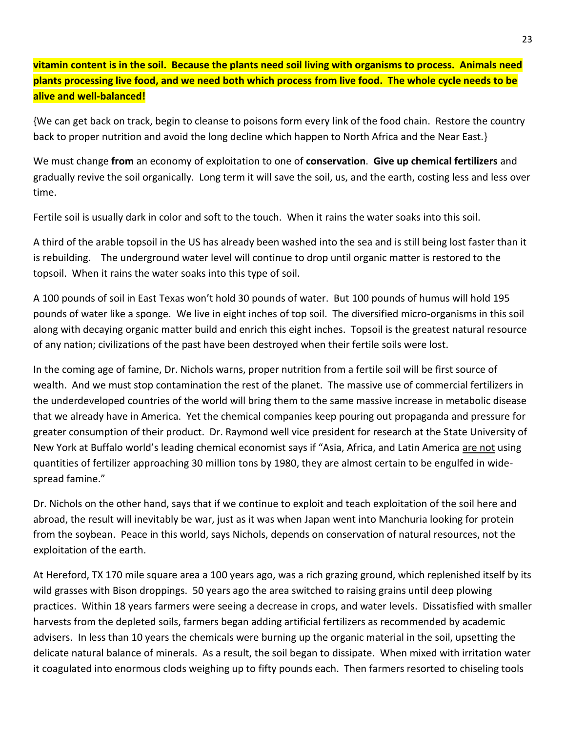**vitamin content is in the soil. Because the plants need soil living with organisms to process. Animals need plants processing live food, and we need both which process from live food. The whole cycle needs to be alive and well-balanced!**

{We can get back on track, begin to cleanse to poisons form every link of the food chain. Restore the country back to proper nutrition and avoid the long decline which happen to North Africa and the Near East.}

We must change **from** an economy of exploitation to one of **conservation**. **Give up chemical fertilizers** and gradually revive the soil organically. Long term it will save the soil, us, and the earth, costing less and less over time.

Fertile soil is usually dark in color and soft to the touch. When it rains the water soaks into this soil.

A third of the arable topsoil in the US has already been washed into the sea and is still being lost faster than it is rebuilding. The underground water level will continue to drop until organic matter is restored to the topsoil. When it rains the water soaks into this type of soil.

A 100 pounds of soil in East Texas won't hold 30 pounds of water. But 100 pounds of humus will hold 195 pounds of water like a sponge. We live in eight inches of top soil. The diversified micro-organisms in this soil along with decaying organic matter build and enrich this eight inches. Topsoil is the greatest natural resource of any nation; civilizations of the past have been destroyed when their fertile soils were lost.

In the coming age of famine, Dr. Nichols warns, proper nutrition from a fertile soil will be first source of wealth. And we must stop contamination the rest of the planet. The massive use of commercial fertilizers in the underdeveloped countries of the world will bring them to the same massive increase in metabolic disease that we already have in America. Yet the chemical companies keep pouring out propaganda and pressure for greater consumption of their product. Dr. Raymond well vice president for research at the State University of New York at Buffalo world's leading chemical economist says if "Asia, Africa, and Latin America are not using quantities of fertilizer approaching 30 million tons by 1980, they are almost certain to be engulfed in wide-spread famine."

Dr. Nichols on the other hand, says that if we continue to exploit and teach exploitation of the soil here and abroad, the result will inevitably be war, just as it was when Japan went into Manchuria looking for protein from the soybean. Peace in this world, says Nichols, depends on conservation of natural resources, not the exploitation of the earth.

At Hereford, TX 170 mile square area a 100 years ago, was a rich grazing ground, which replenished itself by its wild grasses with Bison droppings. 50 years ago the area switched to raising grains until deep plowing practices. Within 18 years farmers were seeing a decrease in crops, and water levels. Dissatisfied with smaller harvests from the depleted soils, farmers began adding artificial fertilizers as recommended by academic advisers. In less than 10 years the chemicals were burning up the organic material in the soil, upsetting the delicate natural balance of minerals. As a result, the soil began to dissipate. When mixed with irritation water it coagulated into enormous clods weighing up to fifty pounds each. Then farmers resorted to chiseling tools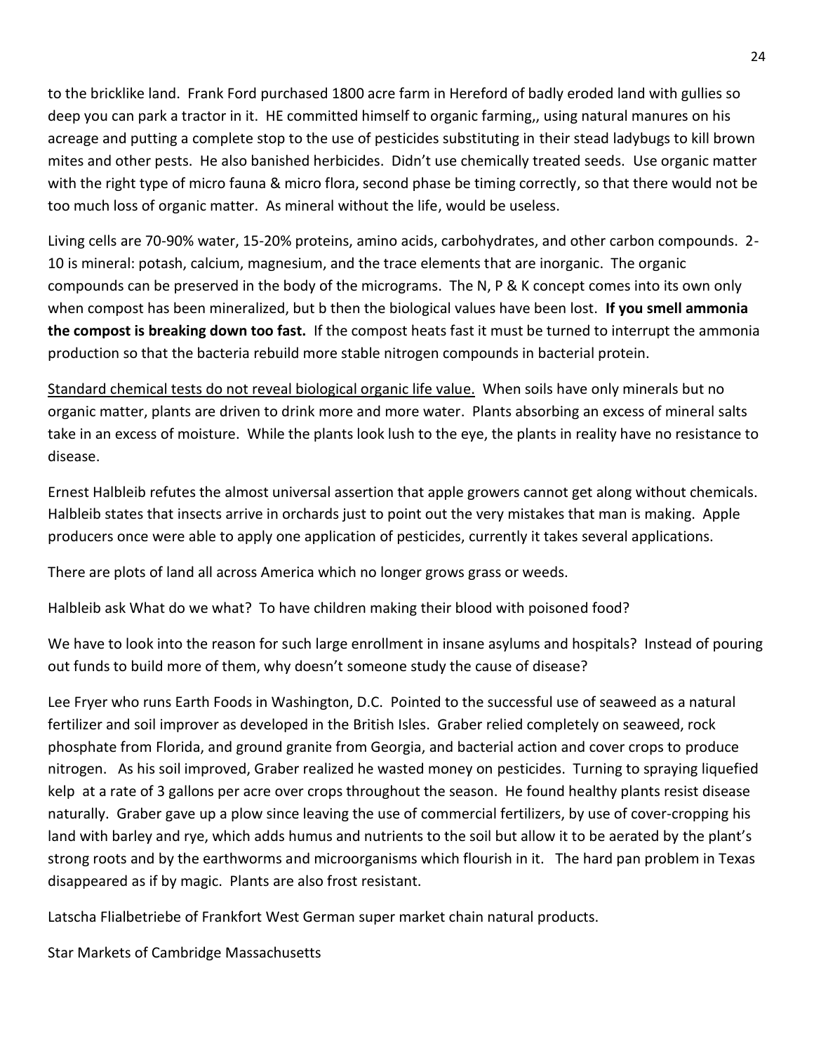to the bricklike land. Frank Ford purchased 1800 acre farm in Hereford of badly eroded land with gullies so deep you can park a tractor in it. HE committed himself to organic farming,, using natural manures on his acreage and putting a complete stop to the use of pesticides substituting in their stead ladybugs to kill brown mites and other pests. He also banished herbicides. Didn't use chemically treated seeds. Use organic matter with the right type of micro fauna & micro flora, second phase be timing correctly, so that there would not be too much loss of organic matter. As mineral without the life, would be useless.

Living cells are 70-90% water, 15-20% proteins, amino acids, carbohydrates, and other carbon compounds. 2-10 is mineral: potash, calcium, magnesium, and the trace elements that are inorganic. The organic compounds can be preserved in the body of the micrograms. The N, P & K concept comes into its own only when compost has been mineralized, but b then the biological values have been lost. **If you smell ammonia the compost is breaking down too fast.** If the compost heats fast it must be turned to interrupt the ammonia production so that the bacteria rebuild more stable nitrogen compounds in bacterial protein.

<u>Standard chemical tests do not reveal biological organic life value.</u> When soils have only minerals but no organic matter, plants are driven to drink more and more water. Plants absorbing an excess of mineral salts take in an excess of moisture. While the plants look lush to the eye, the plants in reality have no resistance to disease.

Ernest Halbleib refutes the almost universal assertion that apple growers cannot get along without chemicals. Halbleib states that insects arrive in orchards just to point out the very mistakes that man is making. Apple producers once were able to apply one application of pesticides, currently it takes several applications.

There are plots of land all across America which no longer grows grass or weeds.

Halbleib ask What do we what? To have children making their blood with poisoned food?

We have to look into the reason for such large enrollment in insane asylums and hospitals? Instead of pouring out funds to build more of them, why doesn't someone study the cause of disease?

Lee Fryer who runs Earth Foods in Washington, D.C. Pointed to the successful use of seaweed as a natural fertilizer and soil improver as developed in the British Isles. Graber relied completely on seaweed, rock phosphate from Florida, and ground granite from Georgia, and bacterial action and cover crops to produce nitrogen. As his soil improved, Graber realized he wasted money on pesticides. Turning to spraying liquefied kelp at a rate of 3 gallons per acre over crops throughout the season. He found healthy plants resist disease naturally. Graber gave up a plow since leaving the use of commercial fertilizers, by use of cover-cropping his land with barley and rye, which adds humus and nutrients to the soil but allow it to be aerated by the plant's strong roots and by the earthworms and microorganisms which flourish in it. The hard pan problem in Texas disappeared as if by magic. Plants are also frost resistant.

Latscha Flialbetriebe of Frankfort West German super market chain natural products.

Star Markets of Cambridge Massachusetts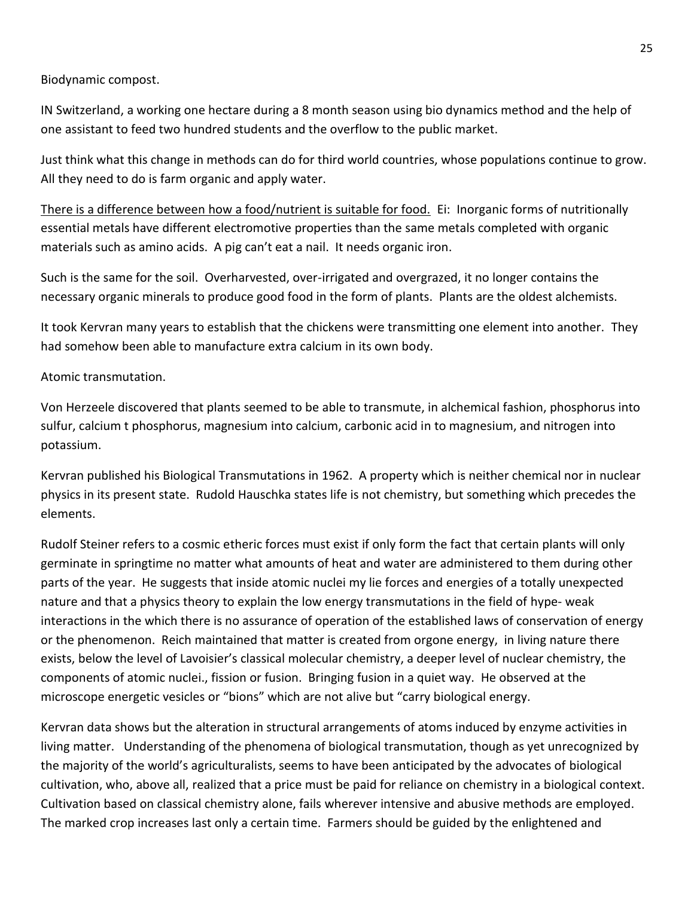Biodynamic compost.

IN Switzerland, a working one hectare during a 8 month season using bio dynamics method and the help of one assistant to feed two hundred students and the overflow to the public market.

Just think what this change in methods can do for third world countries, whose populations continue to grow. All they need to do is farm organic and apply water.

<u>There is a difference between how a food/nutrient is suitable for food.</u> Ei: Inorganic forms of nutritionally essential metals have different electromotive properties than the same metals completed with organic materials such as amino acids. A pig can't eat a nail. It needs organic iron.

Such is the same for the soil. Overharvested, over-irrigated and overgrazed, it no longer contains the necessary organic minerals to produce good food in the form of plants. Plants are the oldest alchemists.

It took Kervran many years to establish that the chickens were transmitting one element into another. They had somehow been able to manufacture extra calcium in its own body.

Atomic transmutation.

Von Herzeele discovered that plants seemed to be able to transmute, in alchemical fashion, phosphorus into sulfur, calcium t phosphorus, magnesium into calcium, carbonic acid in to magnesium, and nitrogen into potassium.

Kervran published his Biological Transmutations in 1962. A property which is neither chemical nor in nuclear physics in its present state. Rudold Hauschka states life is not chemistry, but something which precedes the elements.

Rudolf Steiner refers to a cosmic etheric forces must exist if only form the fact that certain plants will only germinate in springtime no matter what amounts of heat and water are administered to them during other parts of the year. He suggests that inside atomic nuclei my lie forces and energies of a totally unexpected nature and that a physics theory to explain the low energy transmutations in the field of hype- weak interactions in the which there is no assurance of operation of the established laws of conservation of energy or the phenomenon. Reich maintained that matter is created from orgone energy, in living nature there exists, below the level of Lavoisier's classical molecular chemistry, a deeper level of nuclear chemistry, the components of atomic nuclei., fission or fusion. Bringing fusion in a quiet way. He observed at the microscope energetic vesicles or "bions" which are not alive but "carry biological energy.

Kervran data shows but the alteration in structural arrangements of atoms induced by enzyme activities in living matter. Understanding of the phenomena of biological transmutation, though as yet unrecognized by the majority of the world's agriculturalists, seems to have been anticipated by the advocates of biological cultivation, who, above all, realized that a price must be paid for reliance on chemistry in a biological context. Cultivation based on classical chemistry alone, fails wherever intensive and abusive methods are employed. The marked crop increases last only a certain time. Farmers should be guided by the enlightened and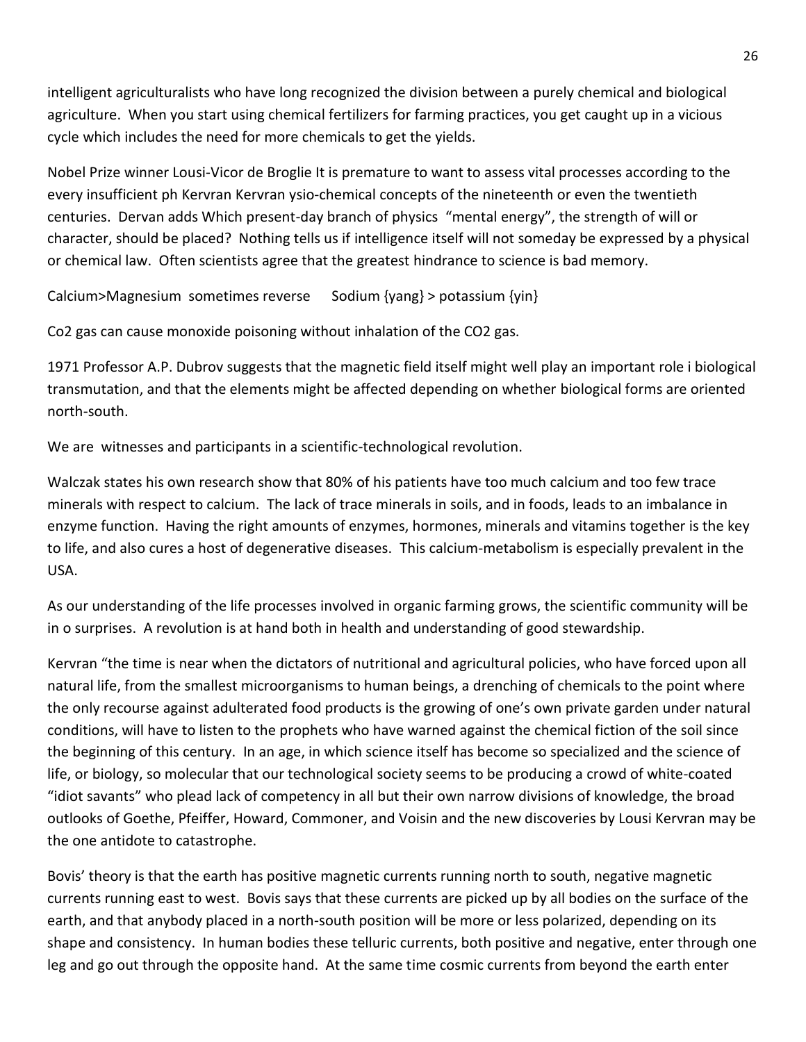intelligent agriculturalists who have long recognized the division between a purely chemical and biological agriculture. When you start using chemical fertilizers for farming practices, you get caught up in a vicious cycle which includes the need for more chemicals to get the yields.

Nobel Prize winner Lousi-Vicor de Broglie It is premature to want to assess vital processes according to the every insufficient ph Kervran Kervran ysio-chemical concepts of the nineteenth or even the twentieth centuries. Dervan adds Which present-day branch of physics "mental energy", the strength of will or character, should be placed? Nothing tells us if intelligence itself will not someday be expressed by a physical or chemical law. Often scientists agree that the greatest hindrance to science is bad memory.

Calcium>Magnesium sometimes reverse Sodium {yang} > potassium {yin}

Co2 gas can cause monoxide poisoning without inhalation of the CO2 gas.

1971 Professor A.P. Dubrov suggests that the magnetic field itself might well play an important role i biological transmutation, and that the elements might be affected depending on whether biological forms are oriented north-south.

We are witnesses and participants in a scientific-technological revolution.

Walczak states his own research show that 80% of his patients have too much calcium and too few trace minerals with respect to calcium. The lack of trace minerals in soils, and in foods, leads to an imbalance in enzyme function. Having the right amounts of enzymes, hormones, minerals and vitamins together is the key to life, and also cures a host of degenerative diseases. This calcium-metabolism is especially prevalent in the USA.

As our understanding of the life processes involved in organic farming grows, the scientific community will be in o surprises. A revolution is at hand both in health and understanding of good stewardship.

Kervran "the time is near when the dictators of nutritional and agricultural policies, who have forced upon all natural life, from the smallest microorganisms to human beings, a drenching of chemicals to the point where the only recourse against adulterated food products is the growing of one's own private garden under natural conditions, will have to listen to the prophets who have warned against the chemical fiction of the soil since the beginning of this century. In an age, in which science itself has become so specialized and the science of life, or biology, so molecular that our technological society seems to be producing a crowd of white-coated "idiot savants" who plead lack of competency in all but their own narrow divisions of knowledge, the broad outlooks of Goethe, Pfeiffer, Howard, Commoner, and Voisin and the new discoveries by Lousi Kervran may be the one antidote to catastrophe.

Bovis' theory is that the earth has positive magnetic currents running north to south, negative magnetic currents running east to west. Bovis says that these currents are picked up by all bodies on the surface of the earth, and that anybody placed in a north-south position will be more or less polarized, depending on its shape and consistency. In human bodies these telluric currents, both positive and negative, enter through one leg and go out through the opposite hand. At the same time cosmic currents from beyond the earth enter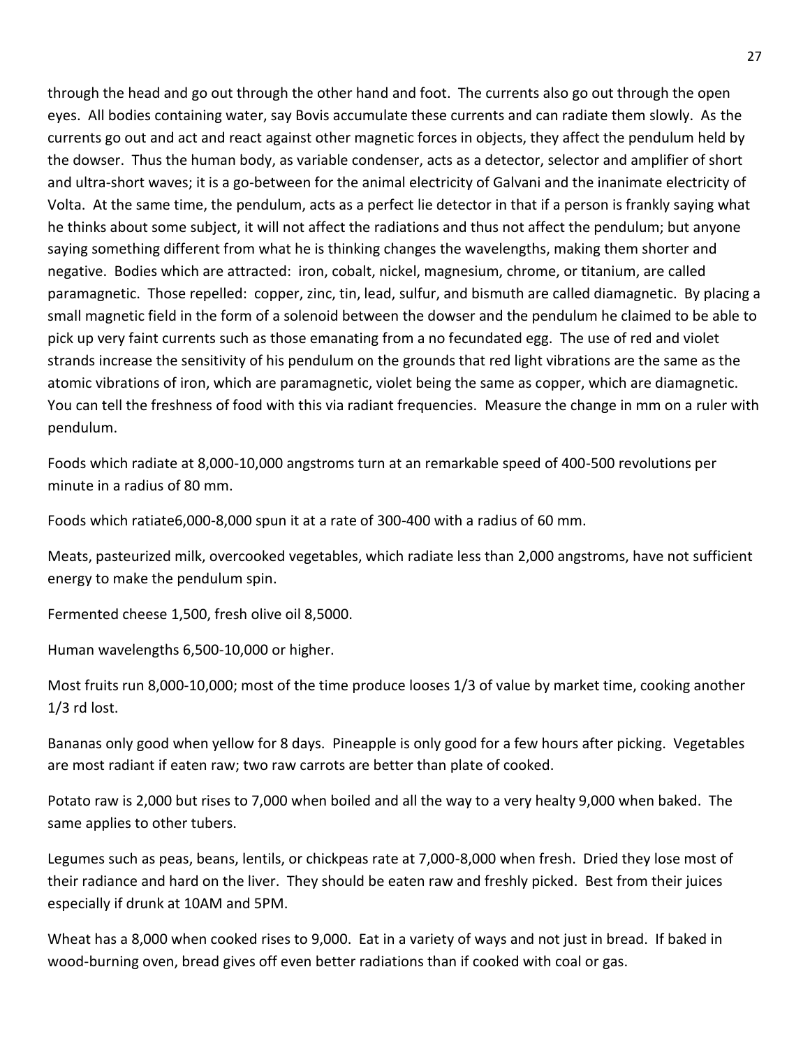through the head and go out through the other hand and foot. The currents also go out through the open eyes. All bodies containing water, say Bovis accumulate these currents and can radiate them slowly. As the currents go out and act and react against other magnetic forces in objects, they affect the pendulum held by the dowser. Thus the human body, as variable condenser, acts as a detector, selector and amplifier of short and ultra-short waves; it is a go-between for the animal electricity of Galvani and the inanimate electricity of Volta. At the same time, the pendulum, acts as a perfect lie detector in that if a person is frankly saying what he thinks about some subject, it will not affect the radiations and thus not affect the pendulum; but anyone saying something different from what he is thinking changes the wavelengths, making them shorter and negative. Bodies which are attracted: iron, cobalt, nickel, magnesium, chrome, or titanium, are called paramagnetic. Those repelled: copper, zinc, tin, lead, sulfur, and bismuth are called diamagnetic. By placing a small magnetic field in the form of a solenoid between the dowser and the pendulum he claimed to be able to pick up very faint currents such as those emanating from a no fecundated egg. The use of red and violet strands increase the sensitivity of his pendulum on the grounds that red light vibrations are the same as the atomic vibrations of iron, which are paramagnetic, violet being the same as copper, which are diamagnetic. You can tell the freshness of food with this via radiant frequencies. Measure the change in mm on a ruler with pendulum.

Foods which radiate at 8,000-10,000 angstroms turn at an remarkable speed of 400-500 revolutions per minute in a radius of 80 mm.

Foods which ratiate6,000-8,000 spun it at a rate of 300-400 with a radius of 60 mm.

Meats, pasteurized milk, overcooked vegetables, which radiate less than 2,000 angstroms, have not sufficient energy to make the pendulum spin.

Fermented cheese 1,500, fresh olive oil 8,5000.

Human wavelengths 6,500-10,000 or higher.

Most fruits run 8,000-10,000; most of the time produce looses 1/3 of value by market time, cooking another 1/3 rd lost.

Bananas only good when yellow for 8 days. Pineapple is only good for a few hours after picking. Vegetables are most radiant if eaten raw; two raw carrots are better than plate of cooked.

Potato raw is 2,000 but rises to 7,000 when boiled and all the way to a very healty 9,000 when baked. The same applies to other tubers.

Legumes such as peas, beans, lentils, or chickpeas rate at 7,000-8,000 when fresh. Dried they lose most of their radiance and hard on the liver. They should be eaten raw and freshly picked. Best from their juices especially if drunk at 10AM and 5PM.

Wheat has a 8,000 when cooked rises to 9,000. Eat in a variety of ways and not just in bread. If baked in wood-burning oven, bread gives off even better radiations than if cooked with coal or gas.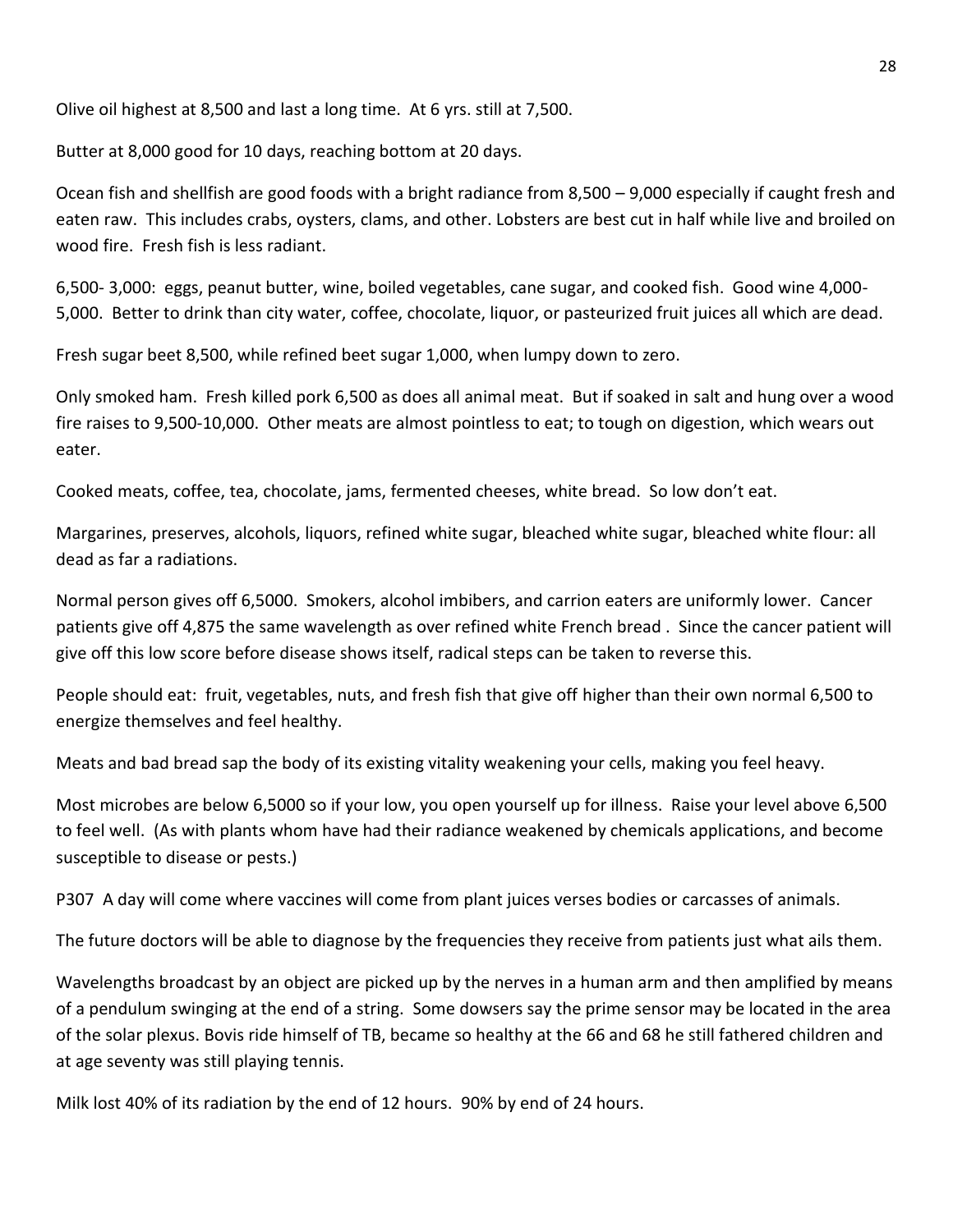Olive oil highest at 8,500 and last a long time. At 6 yrs. still at 7,500.

Butter at 8,000 good for 10 days, reaching bottom at 20 days.

Ocean fish and shellfish are good foods with a bright radiance from 8,500 – 9,000 especially if caught fresh and eaten raw. This includes crabs, oysters, clams, and other. Lobsters are best cut in half while live and broiled on wood fire. Fresh fish is less radiant.

6,500- 3,000: eggs, peanut butter, wine, boiled vegetables, cane sugar, and cooked fish. Good wine 4,000-5,000. Better to drink than city water, coffee, chocolate, liquor, or pasteurized fruit juices all which are dead.

Fresh sugar beet 8,500, while refined beet sugar 1,000, when lumpy down to zero.

Only smoked ham. Fresh killed pork 6,500 as does all animal meat. But if soaked in salt and hung over a wood fire raises to 9,500-10,000. Other meats are almost pointless to eat; to tough on digestion, which wears out eater.

Cooked meats, coffee, tea, chocolate, jams, fermented cheeses, white bread. So low don't eat.

Margarines, preserves, alcohols, liquors, refined white sugar, bleached white sugar, bleached white flour: all dead as far a radiations.

Normal person gives off 6,5000. Smokers, alcohol imbibers, and carrion eaters are uniformly lower. Cancer patients give off 4,875 the same wavelength as over refined white French bread . Since the cancer patient will give off this low score before disease shows itself, radical steps can be taken to reverse this.

People should eat: fruit, vegetables, nuts, and fresh fish that give off higher than their own normal 6,500 to energize themselves and feel healthy.

Meats and bad bread sap the body of its existing vitality weakening your cells, making you feel heavy.

Most microbes are below 6,5000 so if your low, you open yourself up for illness. Raise your level above 6,500 to feel well. (As with plants whom have had their radiance weakened by chemicals applications, and become susceptible to disease or pests.)

P307 A day will come where vaccines will come from plant juices verses bodies or carcasses of animals.

The future doctors will be able to diagnose by the frequencies they receive from patients just what ails them.

Wavelengths broadcast by an object are picked up by the nerves in a human arm and then amplified by means of a pendulum swinging at the end of a string. Some dowsers say the prime sensor may be located in the area of the solar plexus. Bovis ride himself of TB, became so healthy at the 66 and 68 he still fathered children and at age seventy was still playing tennis.

Milk lost 40% of its radiation by the end of 12 hours. 90% by end of 24 hours.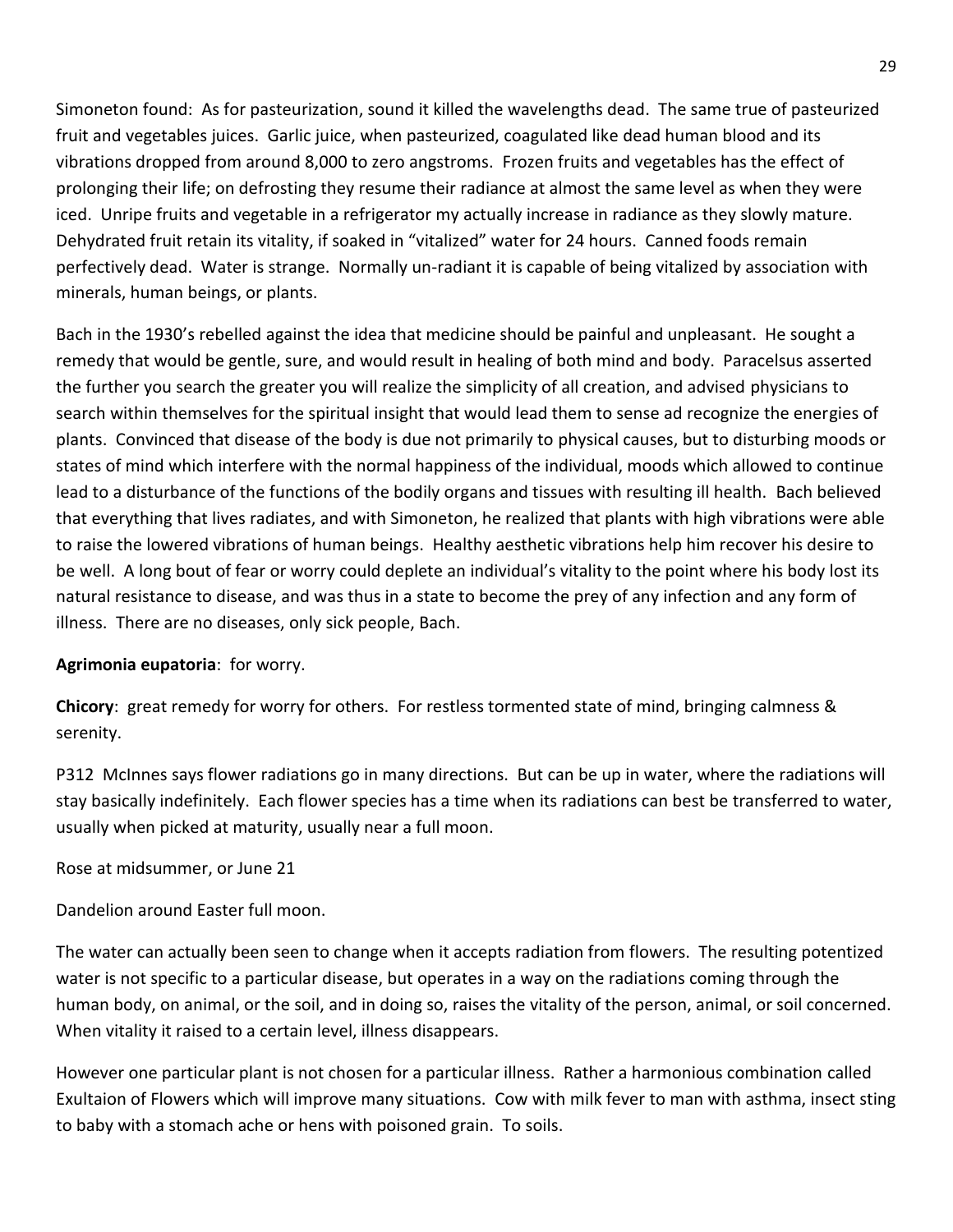Simoneton found: As for pasteurization, sound it killed the wavelengths dead. The same true of pasteurized fruit and vegetables juices. Garlic juice, when pasteurized, coagulated like dead human blood and its vibrations dropped from around 8,000 to zero angstroms. Frozen fruits and vegetables has the effect of prolonging their life; on defrosting they resume their radiance at almost the same level as when they were iced. Unripe fruits and vegetable in a refrigerator my actually increase in radiance as they slowly mature. Dehydrated fruit retain its vitality, if soaked in "vitalized" water for 24 hours. Canned foods remain perfectively dead. Water is strange. Normally un-radiant it is capable of being vitalized by association with minerals, human beings, or plants.

Bach in the 1930's rebelled against the idea that medicine should be painful and unpleasant. He sought a remedy that would be gentle, sure, and would result in healing of both mind and body. Paracelsus asserted the further you search the greater you will realize the simplicity of all creation, and advised physicians to search within themselves for the spiritual insight that would lead them to sense ad recognize the energies of plants. Convinced that disease of the body is due not primarily to physical causes, but to disturbing moods or states of mind which interfere with the normal happiness of the individual, moods which allowed to continue lead to a disturbance of the functions of the bodily organs and tissues with resulting ill health. Bach believed that everything that lives radiates, and with Simoneton, he realized that plants with high vibrations were able to raise the lowered vibrations of human beings. Healthy aesthetic vibrations help him recover his desire to be well. A long bout of fear or worry could deplete an individual's vitality to the point where his body lost its natural resistance to disease, and was thus in a state to become the prey of any infection and any form of illness. There are no diseases, only sick people, Bach.

**Agrimonia eupatoria**: for worry.

**Chicory**: great remedy for worry for others. For restless tormented state of mind, bringing calmness & serenity.

P312 McInnes says flower radiations go in many directions. But can be up in water, where the radiations will stay basically indefinitely. Each flower species has a time when its radiations can best be transferred to water, usually when picked at maturity, usually near a full moon.

Rose at midsummer, or June 21

Dandelion around Easter full moon.

The water can actually been seen to change when it accepts radiation from flowers. The resulting potentized water is not specific to a particular disease, but operates in a way on the radiations coming through the human body, on animal, or the soil, and in doing so, raises the vitality of the person, animal, or soil concerned. When vitality it raised to a certain level, illness disappears.

However one particular plant is not chosen for a particular illness. Rather a harmonious combination called Exultaion of Flowers which will improve many situations. Cow with milk fever to man with asthma, insect sting to baby with a stomach ache or hens with poisoned grain. To soils.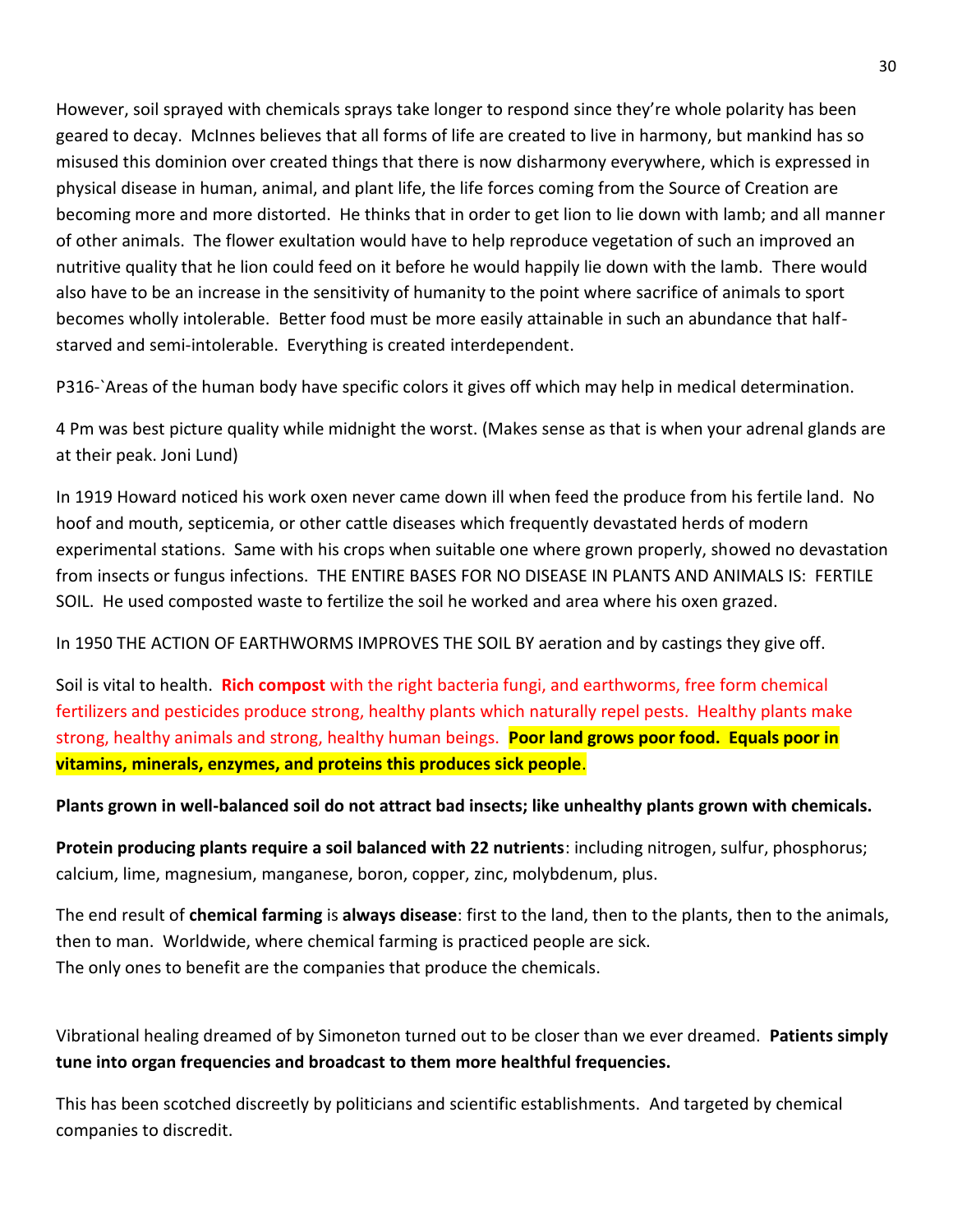However, soil sprayed with chemicals sprays take longer to respond since they're whole polarity has been geared to decay. McInnes believes that all forms of life are created to live in harmony, but mankind has so misused this dominion over created things that there is now disharmony everywhere, which is expressed in physical disease in human, animal, and plant life, the life forces coming from the Source of Creation are becoming more and more distorted. He thinks that in order to get lion to lie down with lamb; and all manner of other animals. The flower exultation would have to help reproduce vegetation of such an improved an nutritive quality that he lion could feed on it before he would happily lie down with the lamb. There would also have to be an increase in the sensitivity of humanity to the point where sacrifice of animals to sport becomes wholly intolerable. Better food must be more easily attainable in such an abundance that half-starved and semi-intolerable. Everything is created interdependent.

P316-`Areas of the human body have specific colors it gives off which may help in medical determination.

4 Pm was best picture quality while midnight the worst. (Makes sense as that is when your adrenal glands are at their peak. Joni Lund)

In 1919 Howard noticed his work oxen never came down ill when feed the produce from his fertile land. No hoof and mouth, septicemia, or other cattle diseases which frequently devastated herds of modern experimental stations. Same with his crops when suitable one where grown properly, showed no devastation from insects or fungus infections. THE ENTIRE BASES FOR NO DISEASE IN PLANTS AND ANIMALS IS: FERTILE SOIL. He used composted waste to fertilize the soil he worked and area where his oxen grazed.

In 1950 THE ACTION OF EARTHWORMS IMPROVES THE SOIL BY aeration and by castings they give off.

Soil is vital to health. **Rich compost** with the right bacteria fungi, and earthworms, free form chemical fertilizers and pesticides produce strong, healthy plants which naturally repel pests. Healthy plants make strong, healthy animals and strong, healthy human beings. **Poor land grows poor food. Equals poor in vitamins, minerals, enzymes, and proteins this produces sick people**.

**Plants grown in well-balanced soil do not attract bad insects; like unhealthy plants grown with chemicals.**

**Protein producing plants require a soil balanced with 22 nutrients**: including nitrogen, sulfur, phosphorus; calcium, lime, magnesium, manganese, boron, copper, zinc, molybdenum, plus.

The end result of **chemical farming** is **always disease**: first to the land, then to the plants, then to the animals, then to man. Worldwide, where chemical farming is practiced people are sick.
The only ones to benefit are the companies that produce the chemicals.

Vibrational healing dreamed of by Simoneton turned out to be closer than we ever dreamed. **Patients simply tune into organ frequencies and broadcast to them more healthful frequencies.**

This has been scotched discreetly by politicians and scientific establishments. And targeted by chemical companies to discredit.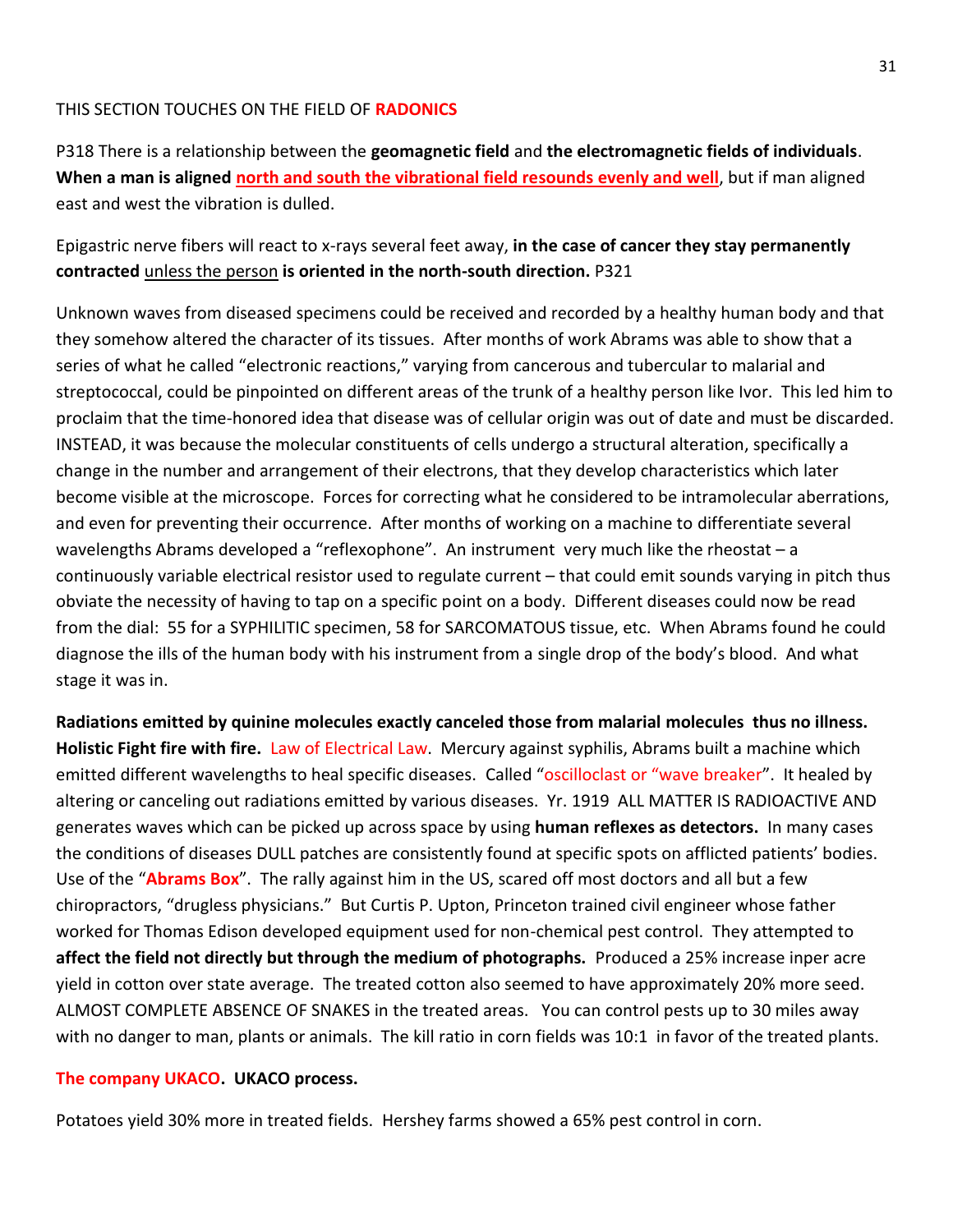THIS SECTION TOUCHES ON THE FIELD OF **RADONICS**

P318 There is a relationship between the **geomagnetic field** and **the electromagnetic fields of individuals**. **When a man is aligned** **north and south the vibrational field resounds evenly and well**, but if man aligned east and west the vibration is dulled.

Epigastric nerve fibers will react to x-rays several feet away, **in the case of cancer they stay permanently contracted** unless the person **is oriented in the north-south direction.** P321

Unknown waves from diseased specimens could be received and recorded by a healthy human body and that they somehow altered the character of its tissues. After months of work Abrams was able to show that a series of what he called "electronic reactions," varying from cancerous and tubercular to malarial and streptococcal, could be pinpointed on different areas of the trunk of a healthy person like Ivor. This led him to proclaim that the time-honored idea that disease was of cellular origin was out of date and must be discarded. INSTEAD, it was because the molecular constituents of cells undergo a structural alteration, specifically a change in the number and arrangement of their electrons, that they develop characteristics which later become visible at the microscope. Forces for correcting what he considered to be intramolecular aberrations, and even for preventing their occurrence. After months of working on a machine to differentiate several wavelengths Abrams developed a "reflexophone". An instrument very much like the rheostat – a continuously variable electrical resistor used to regulate current – that could emit sounds varying in pitch thus obviate the necessity of having to tap on a specific point on a body. Different diseases could now be read from the dial: 55 for a SYPHILITIC specimen, 58 for SARCOMATOUS tissue, etc. When Abrams found he could diagnose the ills of the human body with his instrument from a single drop of the body's blood. And what stage it was in.

**Radiations emitted by quinine molecules exactly canceled those from malarial molecules thus no illness. Holistic Fight fire with fire.** Law of Electrical Law. Mercury against syphilis, Abrams built a machine which emitted different wavelengths to heal specific diseases. Called "oscilloclast or "wave breaker". It healed by altering or canceling out radiations emitted by various diseases. Yr. 1919 ALL MATTER IS RADIOACTIVE AND generates waves which can be picked up across space by using **human reflexes as detectors.** In many cases the conditions of diseases DULL patches are consistently found at specific spots on afflicted patients' bodies. Use of the "**Abrams Box**". The rally against him in the US, scared off most doctors and all but a few chiropractors, "drugless physicians." But Curtis P. Upton, Princeton trained civil engineer whose father worked for Thomas Edison developed equipment used for non-chemical pest control. They attempted to **affect the field not directly but through the medium of photographs.** Produced a 25% increase inper acre yield in cotton over state average. The treated cotton also seemed to have approximately 20% more seed. ALMOST COMPLETE ABSENCE OF SNAKES in the treated areas. You can control pests up to 30 miles away with no danger to man, plants or animals. The kill ratio in corn fields was 10:1 in favor of the treated plants.

**The company UKACO. UKACO process.**

Potatoes yield 30% more in treated fields. Hershey farms showed a 65% pest control in corn.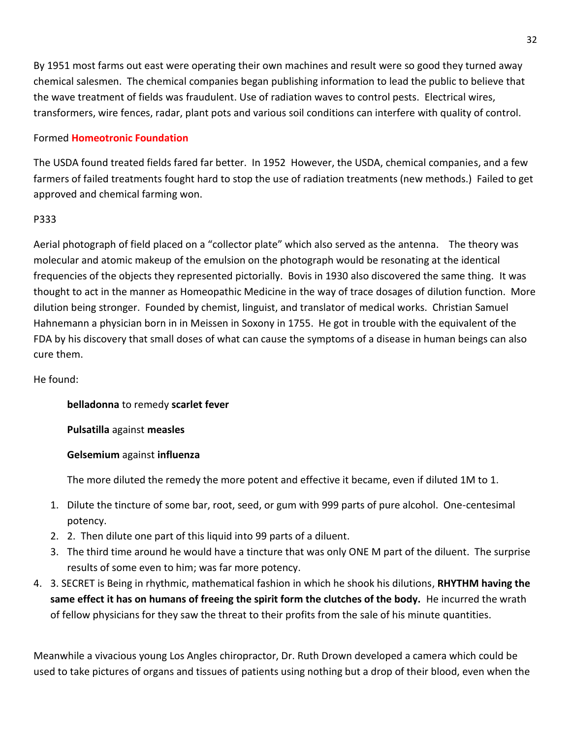By 1951 most farms out east were operating their own machines and result were so good they turned away chemical salesmen. The chemical companies began publishing information to lead the public to believe that the wave treatment of fields was fraudulent. Use of radiation waves to control pests. Electrical wires, transformers, wire fences, radar, plant pots and various soil conditions can interfere with quality of control.

Formed **Homeotronic Foundation**

The USDA found treated fields fared far better. In 1952 However, the USDA, chemical companies, and a few farmers of failed treatments fought hard to stop the use of radiation treatments (new methods.) Failed to get approved and chemical farming won.

P333

Aerial photograph of field placed on a "collector plate" which also served as the antenna. The theory was molecular and atomic makeup of the emulsion on the photograph would be resonating at the identical frequencies of the objects they represented pictorially. Bovis in 1930 also discovered the same thing. It was thought to act in the manner as Homeopathic Medicine in the way of trace dosages of dilution function. More dilution being stronger. Founded by chemist, linguist, and translator of medical works. Christian Samuel Hahnemann a physician born in in Meissen in Soxony in 1755. He got in trouble with the equivalent of the FDA by his discovery that small doses of what can cause the symptoms of a disease in human beings can also cure them.

He found:

**belladonna** to remedy **scarlet fever**

**Pulsatilla** against **measles**

**Gelsemium** against **influenza**

The more diluted the remedy the more potent and effective it became, even if diluted 1M to 1.

1. Dilute the tincture of some bar, root, seed, or gum with 999 parts of pure alcohol. One-centesimal potency.
2. 2. Then dilute one part of this liquid into 99 parts of a diluent.
3. The third time around he would have a tincture that was only ONE M part of the diluent. The surprise results of some even to him; was far more potency.
4. 3. SECRET is Being in rhythmic, mathematical fashion in which he shook his dilutions, **RHYTHM having the same effect it has on humans of freeing the spirit form the clutches of the body.** He incurred the wrath of fellow physicians for they saw the threat to their profits from the sale of his minute quantities.

Meanwhile a vivacious young Los Angles chiropractor, Dr. Ruth Drown developed a camera which could be used to take pictures of organs and tissues of patients using nothing but a drop of their blood, even when the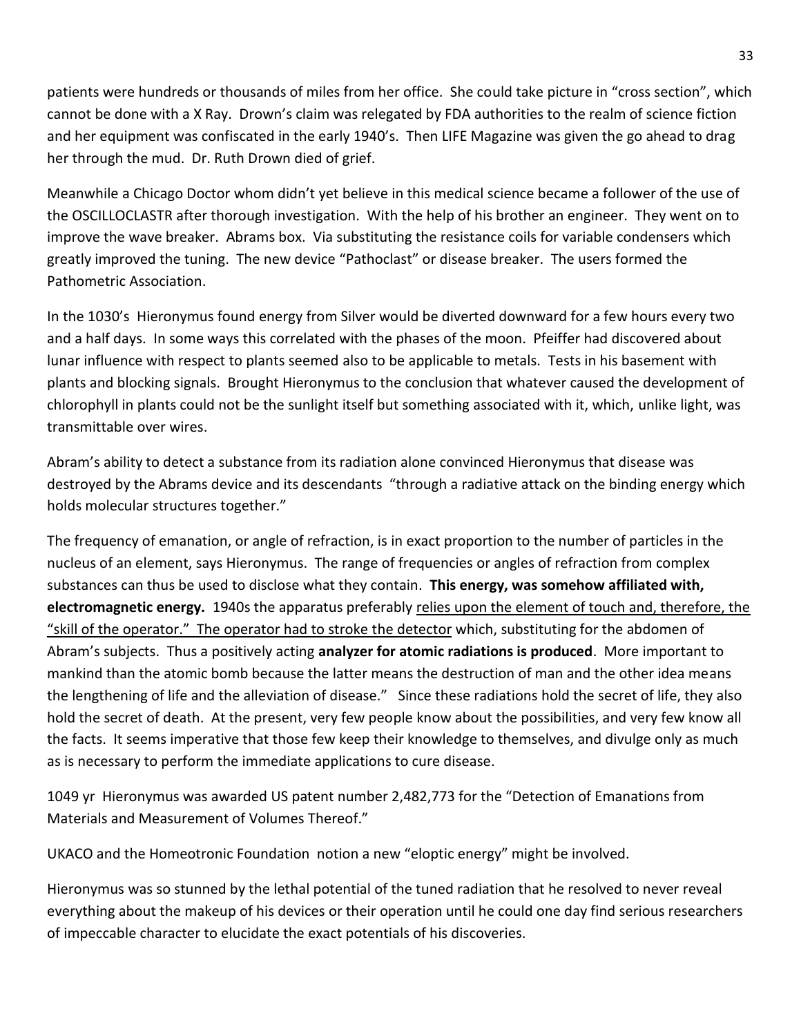patients were hundreds or thousands of miles from her office. She could take picture in "cross section", which cannot be done with a X Ray. Drown's claim was relegated by FDA authorities to the realm of science fiction and her equipment was confiscated in the early 1940's. Then LIFE Magazine was given the go ahead to drag her through the mud. Dr. Ruth Drown died of grief.

Meanwhile a Chicago Doctor whom didn't yet believe in this medical science became a follower of the use of the OSCILLOCLASTR after thorough investigation. With the help of his brother an engineer. They went on to improve the wave breaker. Abrams box. Via substituting the resistance coils for variable condensers which greatly improved the tuning. The new device "Pathoclast" or disease breaker. The users formed the Pathometric Association.

In the 1030's Hieronymus found energy from Silver would be diverted downward for a few hours every two and a half days. In some ways this correlated with the phases of the moon. Pfeiffer had discovered about lunar influence with respect to plants seemed also to be applicable to metals. Tests in his basement with plants and blocking signals. Brought Hieronymus to the conclusion that whatever caused the development of chlorophyll in plants could not be the sunlight itself but something associated with it, which, unlike light, was transmittable over wires.

Abram's ability to detect a substance from its radiation alone convinced Hieronymus that disease was destroyed by the Abrams device and its descendants "through a radiative attack on the binding energy which holds molecular structures together."

The frequency of emanation, or angle of refraction, is in exact proportion to the number of particles in the nucleus of an element, says Hieronymus. The range of frequencies or angles of refraction from complex substances can thus be used to disclose what they contain. **This energy, was somehow affiliated with, electromagnetic energy.** 1940s the apparatus preferably <u>relies upon the element of touch and, therefore, the "skill of the operator." The operator had to stroke the detector</u> which, substituting for the abdomen of Abram's subjects. Thus a positively acting **analyzer for atomic radiations is produced**. More important to mankind than the atomic bomb because the latter means the destruction of man and the other idea means the lengthening of life and the alleviation of disease." Since these radiations hold the secret of life, they also hold the secret of death. At the present, very few people know about the possibilities, and very few know all the facts. It seems imperative that those few keep their knowledge to themselves, and divulge only as much as is necessary to perform the immediate applications to cure disease.

1049 yr Hieronymus was awarded US patent number 2,482,773 for the "Detection of Emanations from Materials and Measurement of Volumes Thereof."

UKACO and the Homeotronic Foundation notion a new "eloptic energy" might be involved.

Hieronymus was so stunned by the lethal potential of the tuned radiation that he resolved to never reveal everything about the makeup of his devices or their operation until he could one day find serious researchers of impeccable character to elucidate the exact potentials of his discoveries.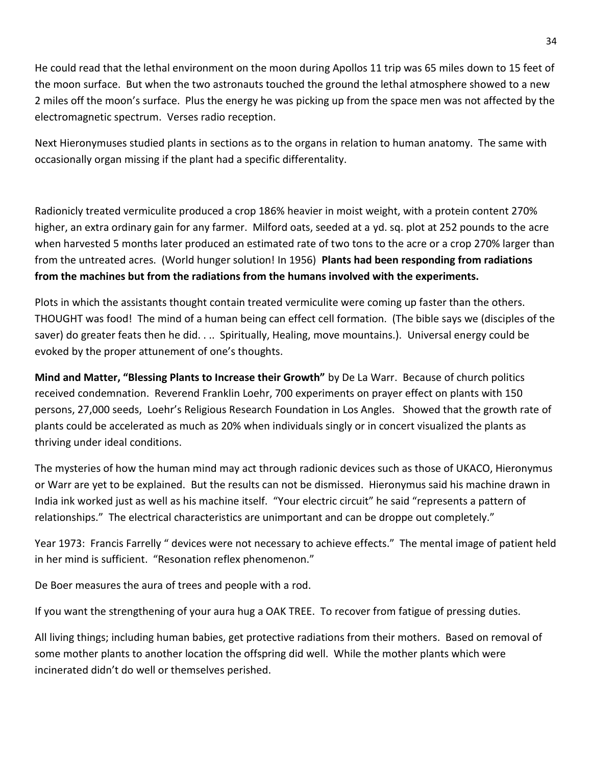He could read that the lethal environment on the moon during Apollos 11 trip was 65 miles down to 15 feet of the moon surface. But when the two astronauts touched the ground the lethal atmosphere showed to a new 2 miles off the moon's surface. Plus the energy he was picking up from the space men was not affected by the electromagnetic spectrum. Verses radio reception.

Next Hieronymuses studied plants in sections as to the organs in relation to human anatomy. The same with occasionally organ missing if the plant had a specific differentality.

Radionicly treated vermiculite produced a crop 186% heavier in moist weight, with a protein content 270% higher, an extra ordinary gain for any farmer. Milford oats, seeded at a yd. sq. plot at 252 pounds to the acre when harvested 5 months later produced an estimated rate of two tons to the acre or a crop 270% larger than from the untreated acres. (World hunger solution! In 1956) **Plants had been responding from radiations from the machines but from the radiations from the humans involved with the experiments.**

Plots in which the assistants thought contain treated vermiculite were coming up faster than the others. THOUGHT was food! The mind of a human being can effect cell formation. (The bible says we (disciples of the saver) do greater feats then he did. . .. Spiritually, Healing, move mountains.). Universal energy could be evoked by the proper attunement of one's thoughts.

**Mind and Matter, "Blessing Plants to Increase their Growth"** by De La Warr. Because of church politics received condemnation. Reverend Franklin Loehr, 700 experiments on prayer effect on plants with 150 persons, 27,000 seeds, Loehr's Religious Research Foundation in Los Angles. Showed that the growth rate of plants could be accelerated as much as 20% when individuals singly or in concert visualized the plants as thriving under ideal conditions.

The mysteries of how the human mind may act through radionic devices such as those of UKACO, Hieronymus or Warr are yet to be explained. But the results can not be dismissed. Hieronymus said his machine drawn in India ink worked just as well as his machine itself. "Your electric circuit" he said "represents a pattern of relationships." The electrical characteristics are unimportant and can be droppe out completely."

Year 1973: Francis Farrelly " devices were not necessary to achieve effects." The mental image of patient held in her mind is sufficient. "Resonation reflex phenomenon."

De Boer measures the aura of trees and people with a rod.

If you want the strengthening of your aura hug a OAK TREE. To recover from fatigue of pressing duties.

All living things; including human babies, get protective radiations from their mothers. Based on removal of some mother plants to another location the offspring did well. While the mother plants which were incinerated didn't do well or themselves perished.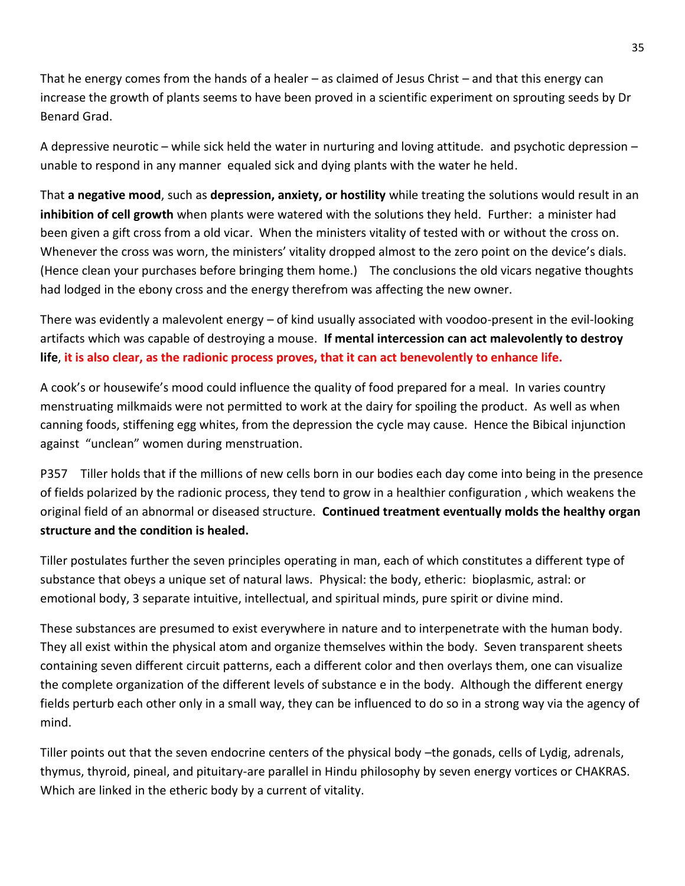That he energy comes from the hands of a healer – as claimed of Jesus Christ – and that this energy can increase the growth of plants seems to have been proved in a scientific experiment on sprouting seeds by Dr Benard Grad.

A depressive neurotic – while sick held the water in nurturing and loving attitude. and psychotic depression – unable to respond in any manner equaled sick and dying plants with the water he held.

That **a negative mood**, such as **depression, anxiety, or hostility** while treating the solutions would result in an **inhibition of cell growth** when plants were watered with the solutions they held. Further: a minister had been given a gift cross from a old vicar. When the ministers vitality of tested with or without the cross on. Whenever the cross was worn, the ministers' vitality dropped almost to the zero point on the device's dials. (Hence clean your purchases before bringing them home.) The conclusions the old vicars negative thoughts had lodged in the ebony cross and the energy therefrom was affecting the new owner.

There was evidently a malevolent energy – of kind usually associated with voodoo-present in the evil-looking artifacts which was capable of destroying a mouse. **If mental intercession can act malevolently to destroy life**, **it is also clear, as the radionic process proves, that it can act benevolently to enhance life.**

A cook's or housewife's mood could influence the quality of food prepared for a meal. In varies country menstruating milkmaids were not permitted to work at the dairy for spoiling the product. As well as when canning foods, stiffening egg whites, from the depression the cycle may cause. Hence the Bibical injunction against "unclean" women during menstruation.

P357 Tiller holds that if the millions of new cells born in our bodies each day come into being in the presence of fields polarized by the radionic process, they tend to grow in a healthier configuration , which weakens the original field of an abnormal or diseased structure. **Continued treatment eventually molds the healthy organ structure and the condition is healed.**

Tiller postulates further the seven principles operating in man, each of which constitutes a different type of substance that obeys a unique set of natural laws. Physical: the body, etheric: bioplasmic, astral: or emotional body, 3 separate intuitive, intellectual, and spiritual minds, pure spirit or divine mind.

These substances are presumed to exist everywhere in nature and to interpenetrate with the human body. They all exist within the physical atom and organize themselves within the body. Seven transparent sheets containing seven different circuit patterns, each a different color and then overlays them, one can visualize the complete organization of the different levels of substance e in the body. Although the different energy fields perturb each other only in a small way, they can be influenced to do so in a strong way via the agency of mind.

Tiller points out that the seven endocrine centers of the physical body –the gonads, cells of Lydig, adrenals, thymus, thyroid, pineal, and pituitary-are parallel in Hindu philosophy by seven energy vortices or CHAKRAS. Which are linked in the etheric body by a current of vitality.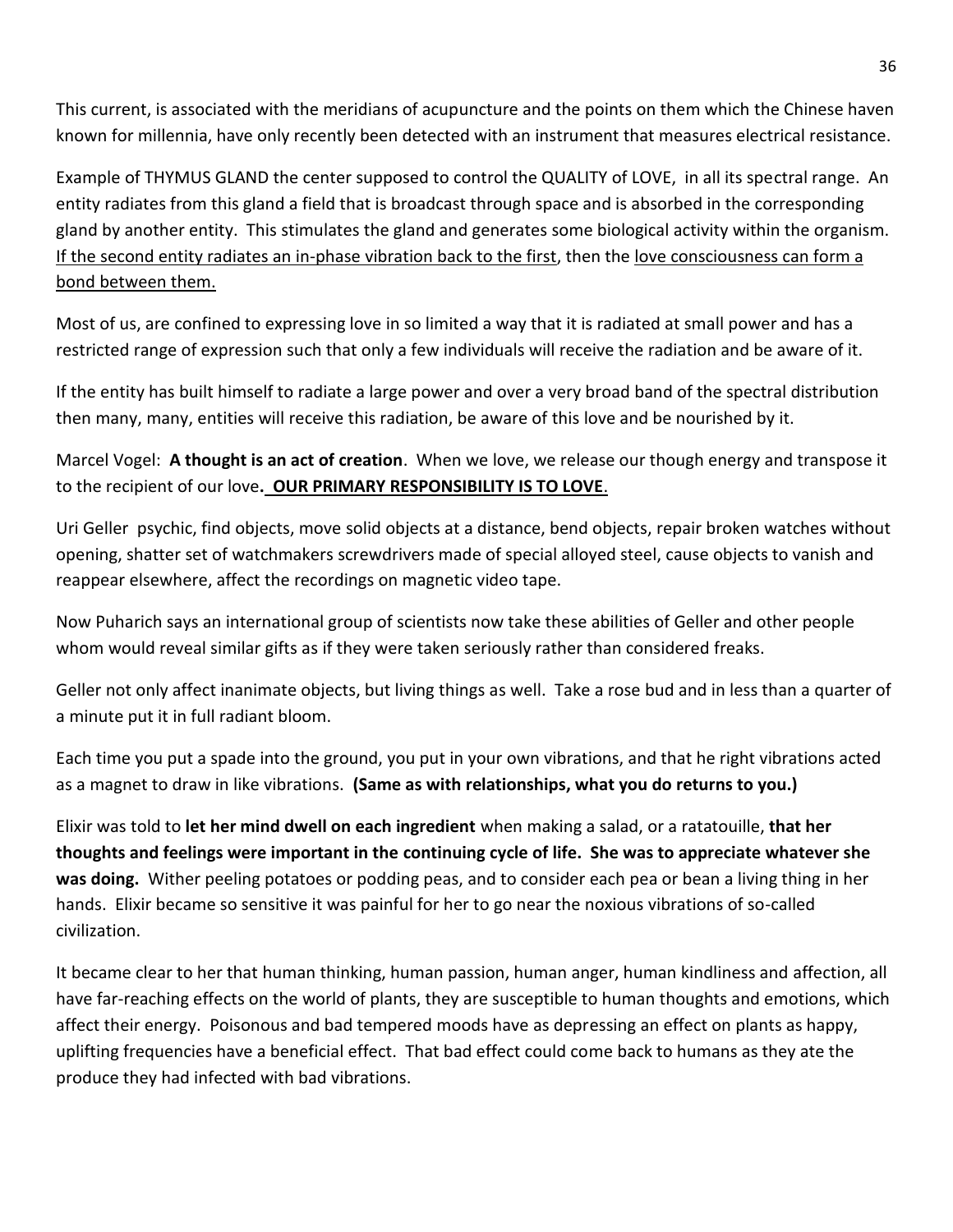This current, is associated with the meridians of acupuncture and the points on them which the Chinese haven known for millennia, have only recently been detected with an instrument that measures electrical resistance.

Example of THYMUS GLAND the center supposed to control the QUALITY of LOVE, in all its spectral range. An entity radiates from this gland a field that is broadcast through space and is absorbed in the corresponding gland by another entity. This stimulates the gland and generates some biological activity within the organism. <u>If the second entity radiates an in-phase vibration back to the first</u>, then the <u>love consciousness can form a bond between them.</u>

Most of us, are confined to expressing love in so limited a way that it is radiated at small power and has a restricted range of expression such that only a few individuals will receive the radiation and be aware of it.

If the entity has built himself to radiate a large power and over a very broad band of the spectral distribution then many, many, entities will receive this radiation, be aware of this love and be nourished by it.

Marcel Vogel: **A thought is an act of creation**. When we love, we release our though energy and transpose it to the recipient of our love**. <u>OUR PRIMARY RESPONSIBILITY IS TO LOVE</u>**.

Uri Geller psychic, find objects, move solid objects at a distance, bend objects, repair broken watches without opening, shatter set of watchmakers screwdrivers made of special alloyed steel, cause objects to vanish and reappear elsewhere, affect the recordings on magnetic video tape.

Now Puharich says an international group of scientists now take these abilities of Geller and other people whom would reveal similar gifts as if they were taken seriously rather than considered freaks.

Geller not only affect inanimate objects, but living things as well. Take a rose bud and in less than a quarter of a minute put it in full radiant bloom.

Each time you put a spade into the ground, you put in your own vibrations, and that he right vibrations acted as a magnet to draw in like vibrations. **(Same as with relationships, what you do returns to you.)**

Elixir was told to **let her mind dwell on each ingredient** when making a salad, or a ratatouille, **that her thoughts and feelings were important in the continuing cycle of life. She was to appreciate whatever she was doing.** Wither peeling potatoes or podding peas, and to consider each pea or bean a living thing in her hands. Elixir became so sensitive it was painful for her to go near the noxious vibrations of so-called civilization.

It became clear to her that human thinking, human passion, human anger, human kindliness and affection, all have far-reaching effects on the world of plants, they are susceptible to human thoughts and emotions, which affect their energy. Poisonous and bad tempered moods have as depressing an effect on plants as happy, uplifting frequencies have a beneficial effect. That bad effect could come back to humans as they ate the produce they had infected with bad vibrations.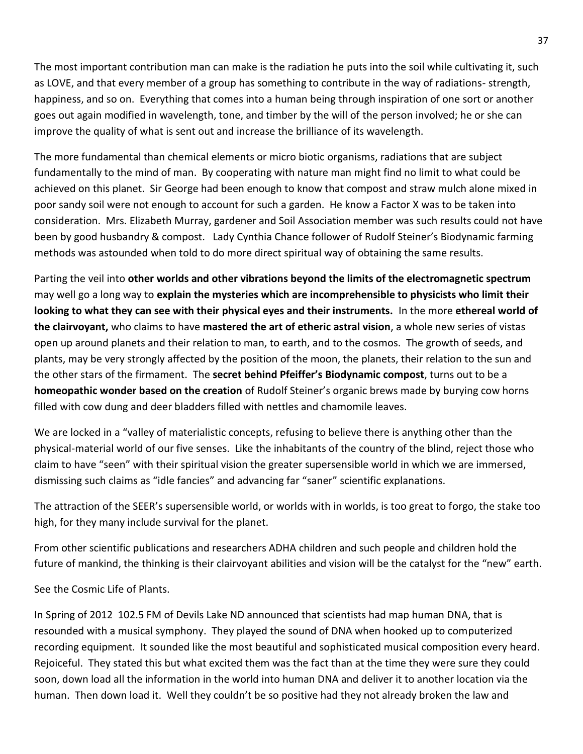The most important contribution man can make is the radiation he puts into the soil while cultivating it, such as LOVE, and that every member of a group has something to contribute in the way of radiations- strength, happiness, and so on. Everything that comes into a human being through inspiration of one sort or another goes out again modified in wavelength, tone, and timber by the will of the person involved; he or she can improve the quality of what is sent out and increase the brilliance of its wavelength.

The more fundamental than chemical elements or micro biotic organisms, radiations that are subject fundamentally to the mind of man. By cooperating with nature man might find no limit to what could be achieved on this planet. Sir George had been enough to know that compost and straw mulch alone mixed in poor sandy soil were not enough to account for such a garden. He know a Factor X was to be taken into consideration. Mrs. Elizabeth Murray, gardener and Soil Association member was such results could not have been by good husbandry & compost. Lady Cynthia Chance follower of Rudolf Steiner's Biodynamic farming methods was astounded when told to do more direct spiritual way of obtaining the same results.

Parting the veil into **other worlds and other vibrations beyond the limits of the electromagnetic spectrum** may well go a long way to **explain the mysteries which are incomprehensible to physicists who limit their looking to what they can see with their physical eyes and their instruments.** In the more **ethereal world of the clairvoyant,** who claims to have **mastered the art of etheric astral vision**, a whole new series of vistas open up around planets and their relation to man, to earth, and to the cosmos. The growth of seeds, and plants, may be very strongly affected by the position of the moon, the planets, their relation to the sun and the other stars of the firmament. The **secret behind Pfeiffer's Biodynamic compost**, turns out to be a **homeopathic wonder based on the creation** of Rudolf Steiner's organic brews made by burying cow horns filled with cow dung and deer bladders filled with nettles and chamomile leaves.

We are locked in a "valley of materialistic concepts, refusing to believe there is anything other than the physical-material world of our five senses. Like the inhabitants of the country of the blind, reject those who claim to have "seen" with their spiritual vision the greater supersensible world in which we are immersed, dismissing such claims as "idle fancies" and advancing far "saner" scientific explanations.

The attraction of the SEER's supersensible world, or worlds with in worlds, is too great to forgo, the stake too high, for they many include survival for the planet.

From other scientific publications and researchers ADHA children and such people and children hold the future of mankind, the thinking is their clairvoyant abilities and vision will be the catalyst for the "new" earth.

See the Cosmic Life of Plants.

In Spring of 2012 102.5 FM of Devils Lake ND announced that scientists had map human DNA, that is resounded with a musical symphony. They played the sound of DNA when hooked up to computerized recording equipment. It sounded like the most beautiful and sophisticated musical composition every heard. Rejoiceful. They stated this but what excited them was the fact than at the time they were sure they could soon, down load all the information in the world into human DNA and deliver it to another location via the human. Then down load it. Well they couldn't be so positive had they not already broken the law and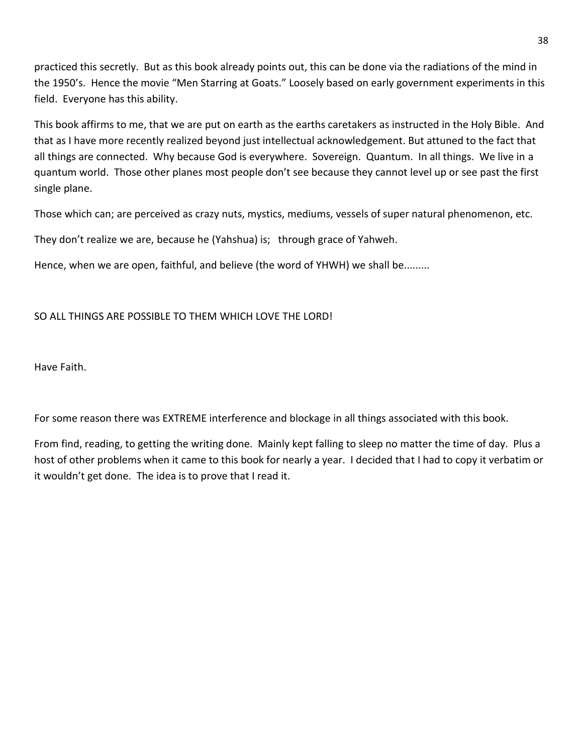practiced this secretly. But as this book already points out, this can be done via the radiations of the mind in the 1950's. Hence the movie "Men Starring at Goats." Loosely based on early government experiments in this field. Everyone has this ability.

This book affirms to me, that we are put on earth as the earths caretakers as instructed in the Holy Bible. And that as I have more recently realized beyond just intellectual acknowledgement. But attuned to the fact that all things are connected. Why because God is everywhere. Sovereign. Quantum. In all things. We live in a quantum world. Those other planes most people don't see because they cannot level up or see past the first single plane.

Those which can; are perceived as crazy nuts, mystics, mediums, vessels of super natural phenomenon, etc.

They don't realize we are, because he (Yahshua) is; through grace of Yahweh.

Hence, when we are open, faithful, and believe (the word of YHWH) we shall be.........

SO ALL THINGS ARE POSSIBLE TO THEM WHICH LOVE THE LORD!

Have Faith.

For some reason there was EXTREME interference and blockage in all things associated with this book.

From find, reading, to getting the writing done. Mainly kept falling to sleep no matter the time of day. Plus a host of other problems when it came to this book for nearly a year. I decided that I had to copy it verbatim or it wouldn't get done. The idea is to prove that I read it.